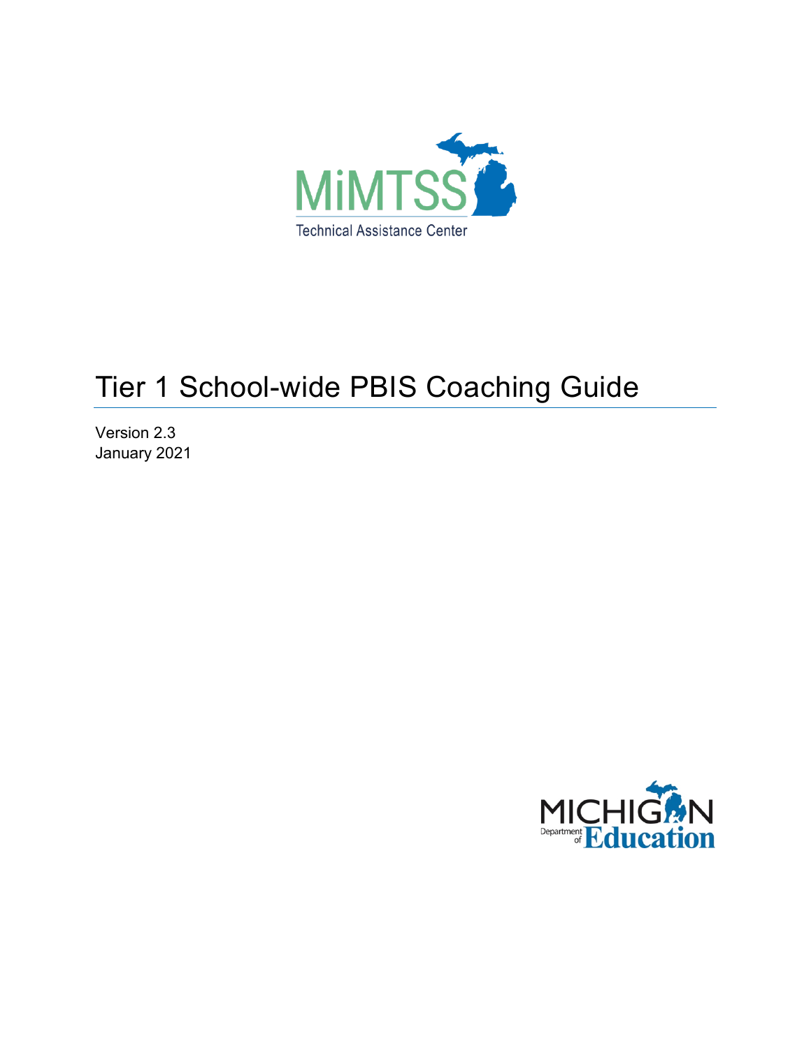MiMTSS

Technical Assistance Center

# Tier 1 School-wide PBIS Coaching Guide

Version 2.3

January 2021

MICHIGAN Department of Education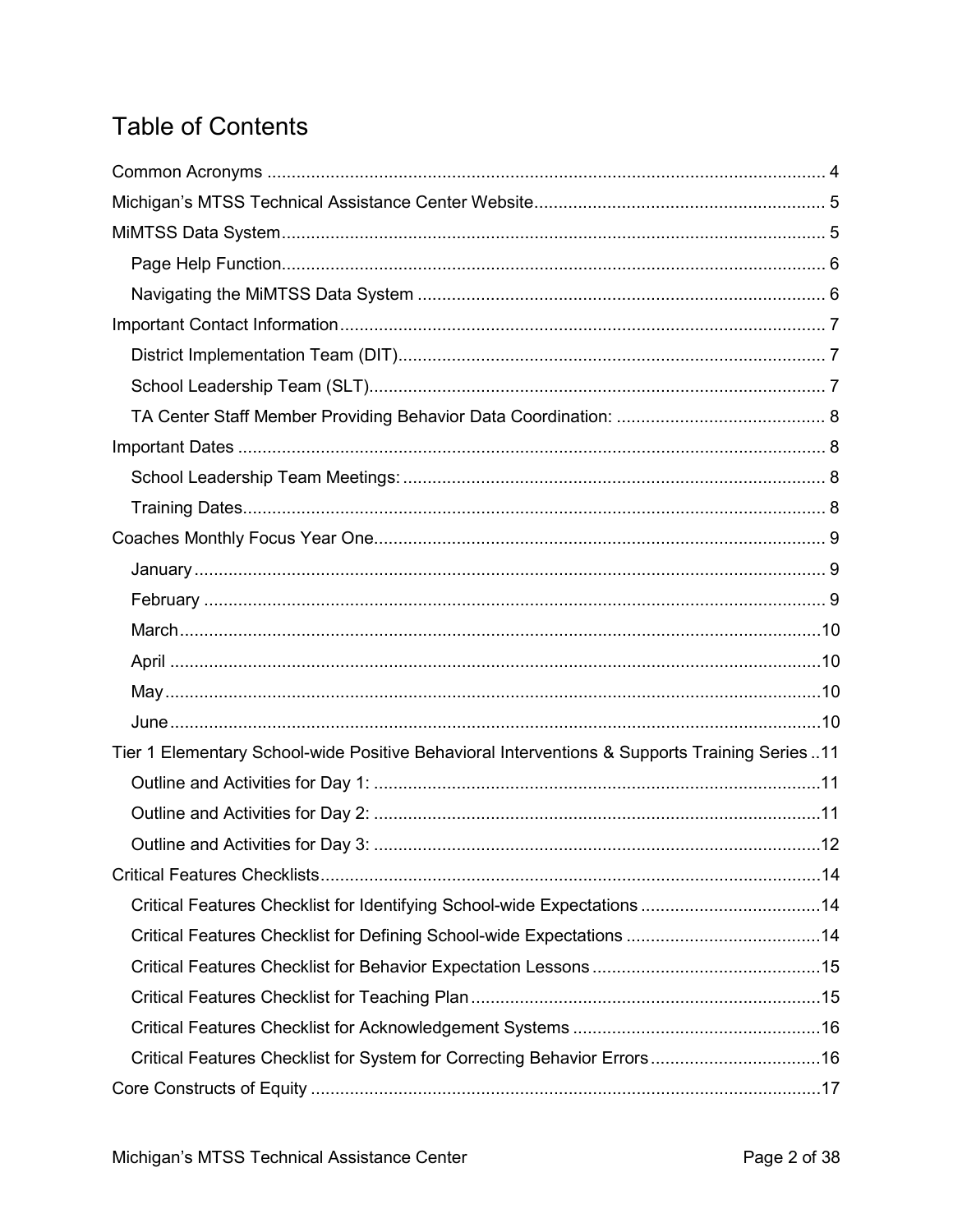# Table of Contents

Common Acronyms ..... 4

Michigan's MTSS Technical Assistance Center Website ..... 5

MiMTSS Data System ..... 5

- Page Help Function ..... 6
- Navigating the MiMTSS Data System ..... 6

Important Contact Information ..... 7

- District Implementation Team (DIT) ..... 7
- School Leadership Team (SLT) ..... 7
- TA Center Staff Member Providing Behavior Data Coordination: ..... 8

Important Dates ..... 8

- School Leadership Team Meetings: ..... 8
- Training Dates ..... 8

Coaches Monthly Focus Year One ..... 9

- January ..... 9
- February ..... 9
- March ..... 10
- April ..... 10
- May ..... 10
- June ..... 10

Tier 1 Elementary School-wide Positive Behavioral Interventions & Supports Training Series ..... 11

- Outline and Activities for Day 1: ..... 11
- Outline and Activities for Day 2: ..... 11
- Outline and Activities for Day 3: ..... 12

Critical Features Checklists ..... 14

- Critical Features Checklist for Identifying School-wide Expectations ..... 14
- Critical Features Checklist for Defining School-wide Expectations ..... 14
- Critical Features Checklist for Behavior Expectation Lessons ..... 15
- Critical Features Checklist for Teaching Plan ..... 15
- Critical Features Checklist for Acknowledgement Systems ..... 16
- Critical Features Checklist for System for Correcting Behavior Errors ..... 16

Core Constructs of Equity ..... 17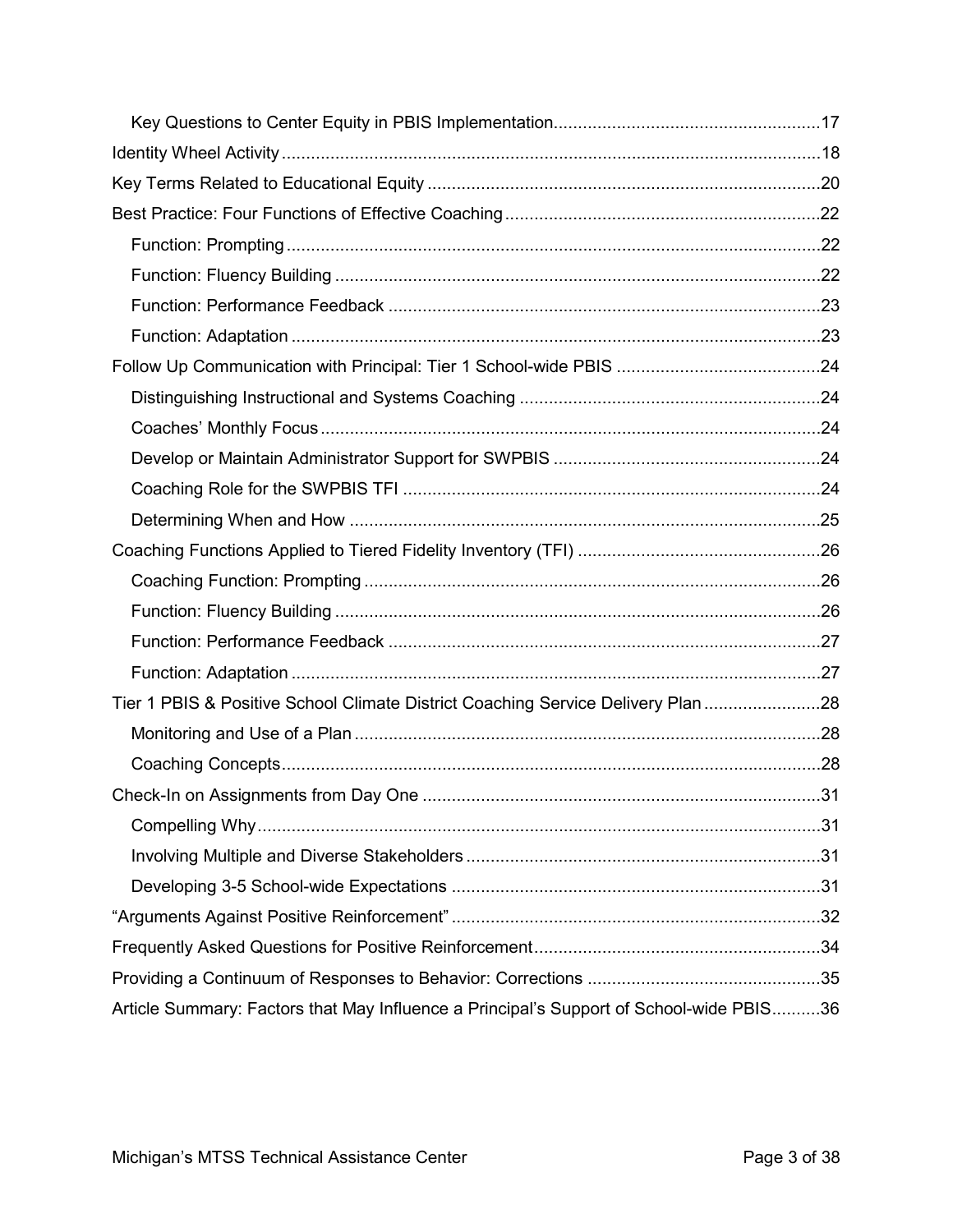Key Questions to Center Equity in PBIS Implementation......17

Identity Wheel Activity......18

Key Terms Related to Educational Equity......20

Best Practice: Four Functions of Effective Coaching......22

Function: Prompting......22

Function: Fluency Building......22

Function: Performance Feedback......23

Function: Adaptation......23

Follow Up Communication with Principal: Tier 1 School-wide PBIS......24

Distinguishing Instructional and Systems Coaching......24

Coaches' Monthly Focus......24

Develop or Maintain Administrator Support for SWPBIS......24

Coaching Role for the SWPBIS TFI......24

Determining When and How......25

Coaching Functions Applied to Tiered Fidelity Inventory (TFI)......26

Coaching Function: Prompting......26

Function: Fluency Building......26

Function: Performance Feedback......27

Function: Adaptation......27

Tier 1 PBIS & Positive School Climate District Coaching Service Delivery Plan......28

Monitoring and Use of a Plan......28

Coaching Concepts......28

Check-In on Assignments from Day One......31

Compelling Why......31

Involving Multiple and Diverse Stakeholders......31

Developing 3-5 School-wide Expectations......31

"Arguments Against Positive Reinforcement"......32

Frequently Asked Questions for Positive Reinforcement......34

Providing a Continuum of Responses to Behavior: Corrections......35

Article Summary: Factors that May Influence a Principal's Support of School-wide PBIS......36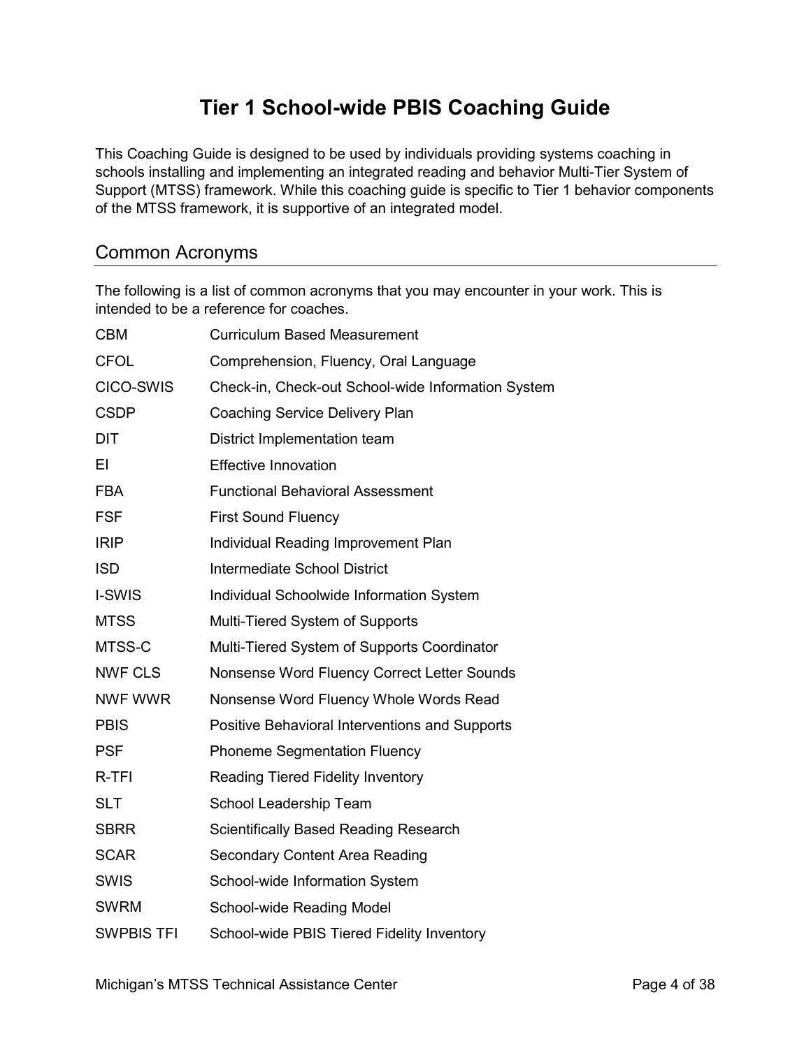# Tier 1 School-wide PBIS Coaching Guide

This Coaching Guide is designed to be used by individuals providing systems coaching in schools installing and implementing an integrated reading and behavior Multi-Tier System of Support (MTSS) framework. While this coaching guide is specific to Tier 1 behavior components of the MTSS framework, it is supportive of an integrated model.

## Common Acronyms

The following is a list of common acronyms that you may encounter in your work. This is intended to be a reference for coaches.

| | |
|---|---|
| CBM | Curriculum Based Measurement |
| CFOL | Comprehension, Fluency, Oral Language |
| CICO-SWIS | Check-in, Check-out School-wide Information System |
| CSDP | Coaching Service Delivery Plan |
| DIT | District Implementation team |
| EI | Effective Innovation |
| FBA | Functional Behavioral Assessment |
| FSF | First Sound Fluency |
| IRIP | Individual Reading Improvement Plan |
| ISD | Intermediate School District |
| I-SWIS | Individual Schoolwide Information System |
| MTSS | Multi-Tiered System of Supports |
| MTSS-C | Multi-Tiered System of Supports Coordinator |
| NWF CLS | Nonsense Word Fluency Correct Letter Sounds |
| NWF WWR | Nonsense Word Fluency Whole Words Read |
| PBIS | Positive Behavioral Interventions and Supports |
| PSF | Phoneme Segmentation Fluency |
| R-TFI | Reading Tiered Fidelity Inventory |
| SLT | School Leadership Team |
| SBRR | Scientifically Based Reading Research |
| SCAR | Secondary Content Area Reading |
| SWIS | School-wide Information System |
| SWRM | School-wide Reading Model |
| SWPBIS TFI | School-wide PBIS Tiered Fidelity Inventory |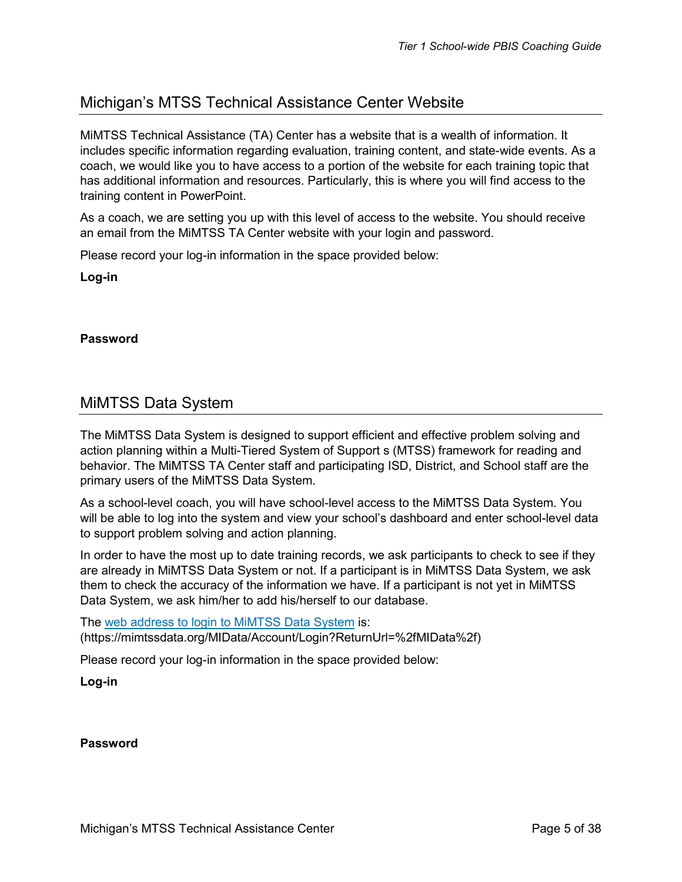## Michigan's MTSS Technical Assistance Center Website

MiMTSS Technical Assistance (TA) Center has a website that is a wealth of information. It includes specific information regarding evaluation, training content, and state-wide events. As a coach, we would like you to have access to a portion of the website for each training topic that has additional information and resources. Particularly, this is where you will find access to the training content in PowerPoint.

As a coach, we are setting you up with this level of access to the website. You should receive an email from the MiMTSS TA Center website with your login and password.

Please record your log-in information in the space provided below:

**Log-in**

**Password**

## MiMTSS Data System

The MiMTSS Data System is designed to support efficient and effective problem solving and action planning within a Multi-Tiered System of Support s (MTSS) framework for reading and behavior. The MiMTSS TA Center staff and participating ISD, District, and School staff are the primary users of the MiMTSS Data System.

As a school-level coach, you will have school-level access to the MiMTSS Data System. You will be able to log into the system and view your school's dashboard and enter school-level data to support problem solving and action planning.

In order to have the most up to date training records, we ask participants to check to see if they are already in MiMTSS Data System or not. If a participant is in MiMTSS Data System, we ask them to check the accuracy of the information we have. If a participant is not yet in MiMTSS Data System, we ask him/her to add his/herself to our database.

The [web address to login to MiMTSS Data System](https://mimtssdata.org/MIData/Account/Login?ReturnUrl=%2fMIData%2f) is: (https://mimtssdata.org/MIData/Account/Login?ReturnUrl=%2fMIData%2f)

Please record your log-in information in the space provided below:

**Log-in**

**Password**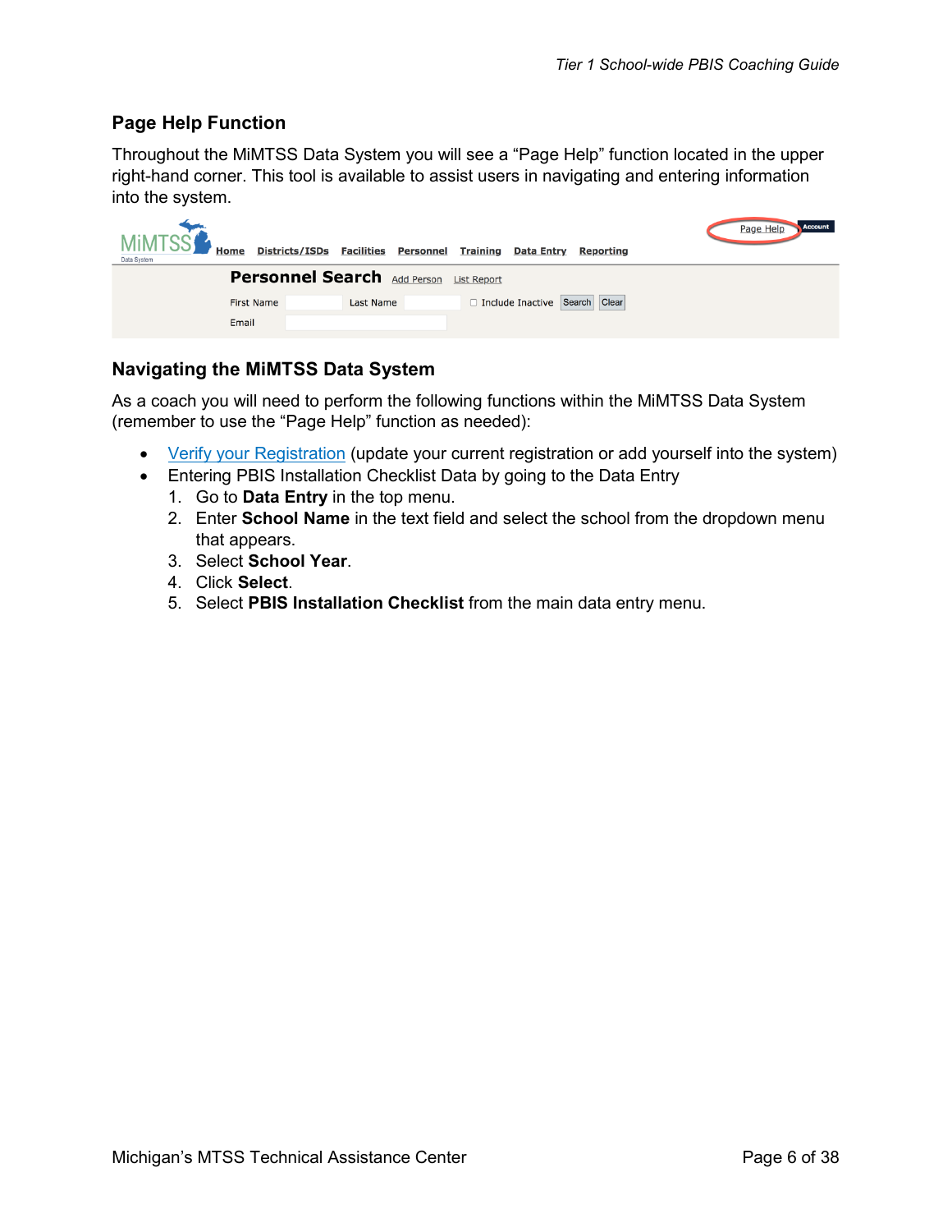## Page Help Function

Throughout the MiMTSS Data System you will see a “Page Help” function located in the upper right-hand corner. This tool is available to assist users in navigating and entering information into the system.

## Navigating the MiMTSS Data System

As a coach you will need to perform the following functions within the MiMTSS Data System (remember to use the “Page Help” function as needed):

- Verify your Registration (update your current registration or add yourself into the system)
- Entering PBIS Installation Checklist Data by going to the Data Entry
  1. Go to **Data Entry** in the top menu.
  2. Enter **School Name** in the text field and select the school from the dropdown menu that appears.
  3. Select **School Year**.
  4. Click **Select**.
  5. Select **PBIS Installation Checklist** from the main data entry menu.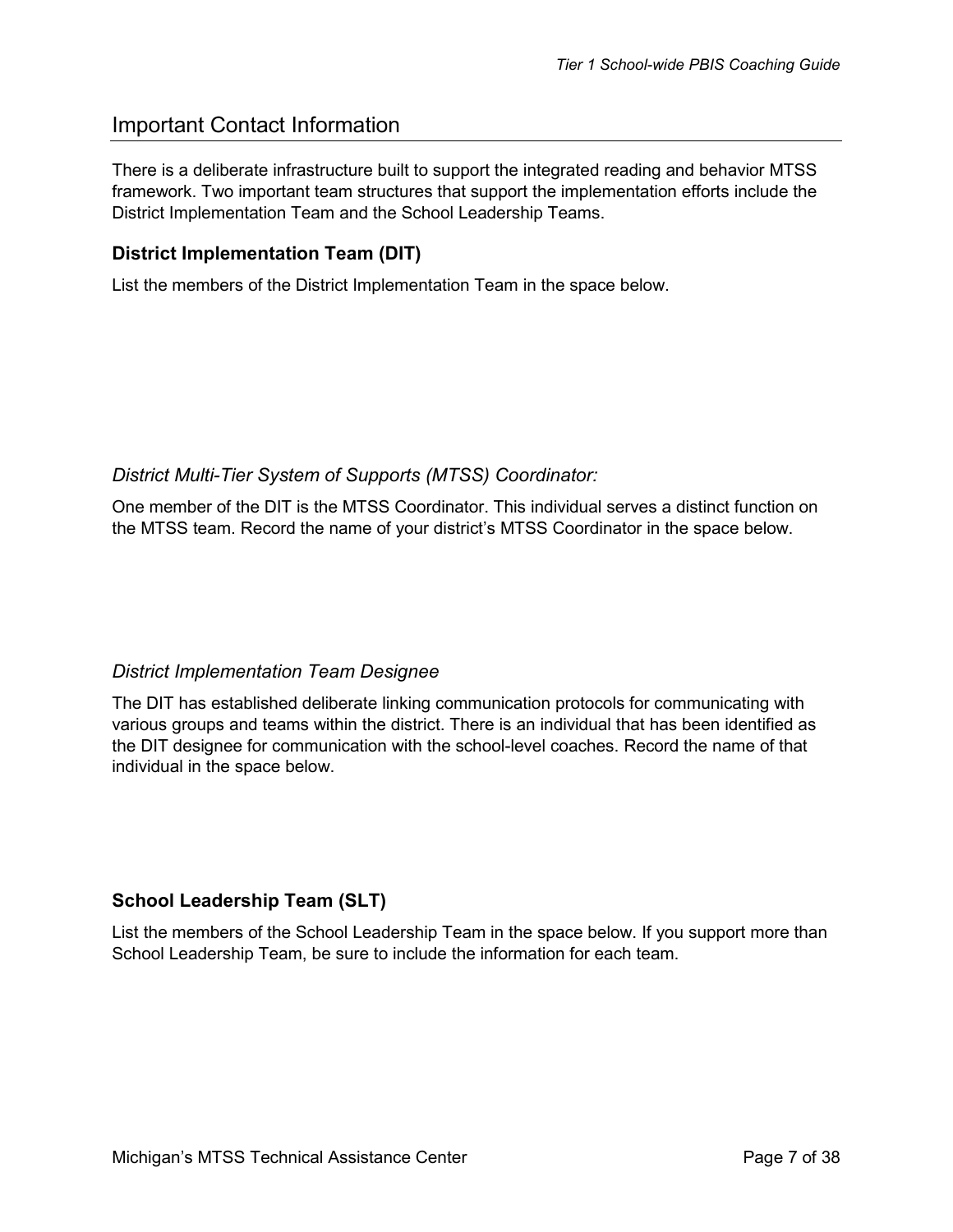## Important Contact Information

There is a deliberate infrastructure built to support the integrated reading and behavior MTSS framework. Two important team structures that support the implementation efforts include the District Implementation Team and the School Leadership Teams.

### District Implementation Team (DIT)

List the members of the District Implementation Team in the space below.

#### *District Multi-Tier System of Supports (MTSS) Coordinator:*

One member of the DIT is the MTSS Coordinator. This individual serves a distinct function on the MTSS team. Record the name of your district's MTSS Coordinator in the space below.

#### *District Implementation Team Designee*

The DIT has established deliberate linking communication protocols for communicating with various groups and teams within the district. There is an individual that has been identified as the DIT designee for communication with the school-level coaches. Record the name of that individual in the space below.

### School Leadership Team (SLT)

List the members of the School Leadership Team in the space below. If you support more than School Leadership Team, be sure to include the information for each team.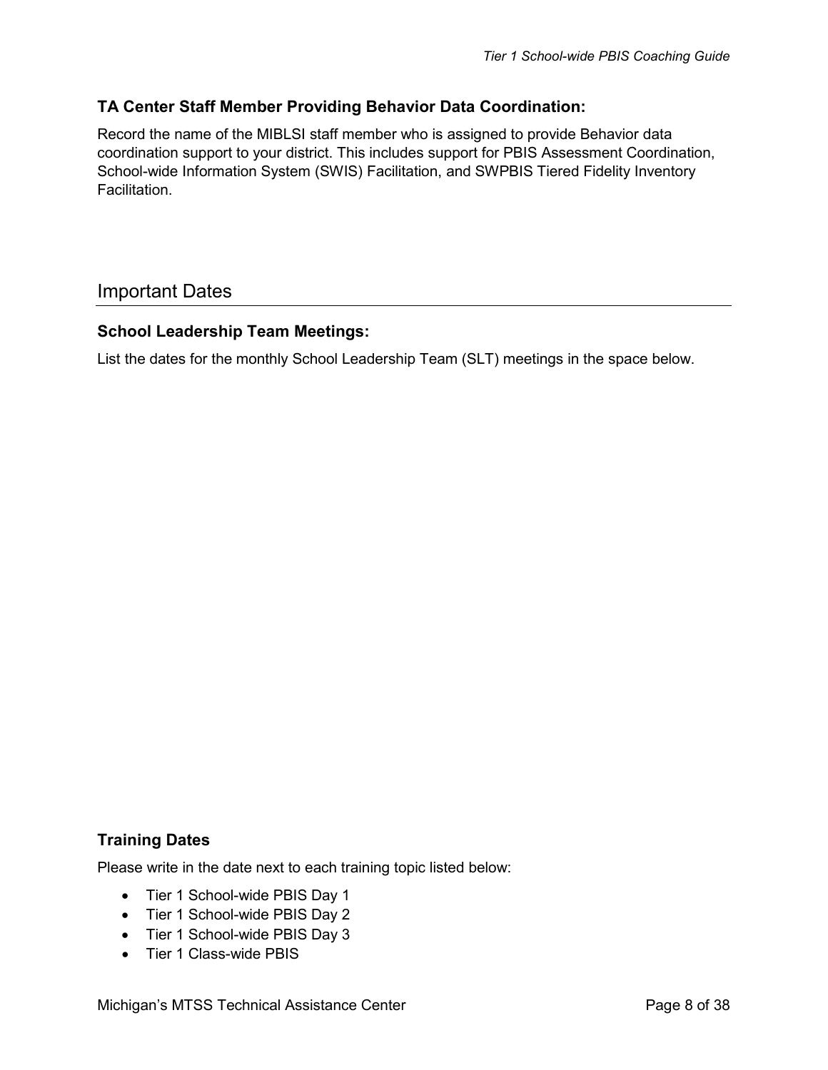### TA Center Staff Member Providing Behavior Data Coordination:

Record the name of the MIBLSI staff member who is assigned to provide Behavior data coordination support to your district. This includes support for PBIS Assessment Coordination, School-wide Information System (SWIS) Facilitation, and SWPBIS Tiered Fidelity Inventory Facilitation.

## Important Dates

### School Leadership Team Meetings:

List the dates for the monthly School Leadership Team (SLT) meetings in the space below.

### Training Dates

Please write in the date next to each training topic listed below:

- Tier 1 School-wide PBIS Day 1
- Tier 1 School-wide PBIS Day 2
- Tier 1 School-wide PBIS Day 3
- Tier 1 Class-wide PBIS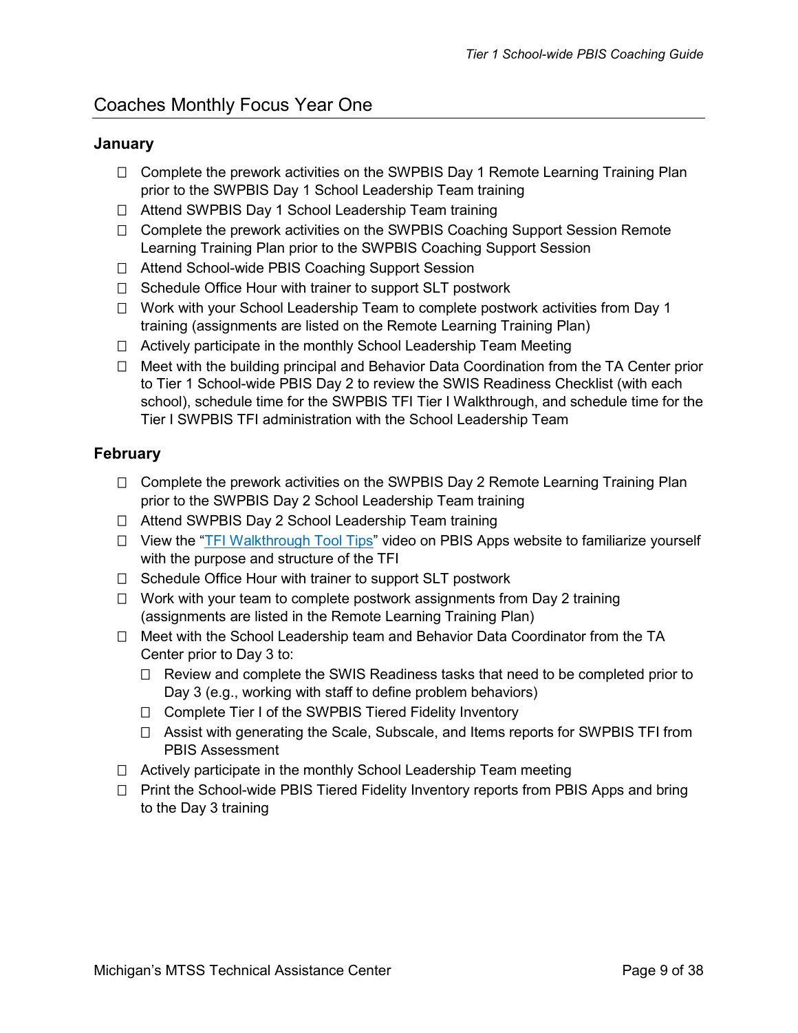## Coaches Monthly Focus Year One

### January

- ☐ Complete the prework activities on the SWPBIS Day 1 Remote Learning Training Plan prior to the SWPBIS Day 1 School Leadership Team training
- ☐ Attend SWPBIS Day 1 School Leadership Team training
- ☐ Complete the prework activities on the SWPBIS Coaching Support Session Remote Learning Training Plan prior to the SWPBIS Coaching Support Session
- ☐ Attend School-wide PBIS Coaching Support Session
- ☐ Schedule Office Hour with trainer to support SLT postwork
- ☐ Work with your School Leadership Team to complete postwork activities from Day 1 training (assignments are listed on the Remote Learning Training Plan)
- ☐ Actively participate in the monthly School Leadership Team Meeting
- ☐ Meet with the building principal and Behavior Data Coordination from the TA Center prior to Tier 1 School-wide PBIS Day 2 to review the SWIS Readiness Checklist (with each school), schedule time for the SWPBIS TFI Tier I Walkthrough, and schedule time for the Tier I SWPBIS TFI administration with the School Leadership Team

### February

- ☐ Complete the prework activities on the SWPBIS Day 2 Remote Learning Training Plan prior to the SWPBIS Day 2 School Leadership Team training
- ☐ Attend SWPBIS Day 2 School Leadership Team training
- ☐ View the "TFI Walkthrough Tool Tips" video on PBIS Apps website to familiarize yourself with the purpose and structure of the TFI
- ☐ Schedule Office Hour with trainer to support SLT postwork
- ☐ Work with your team to complete postwork assignments from Day 2 training (assignments are listed in the Remote Learning Training Plan)
- ☐ Meet with the School Leadership team and Behavior Data Coordinator from the TA Center prior to Day 3 to:
  - ☐ Review and complete the SWIS Readiness tasks that need to be completed prior to Day 3 (e.g., working with staff to define problem behaviors)
  - ☐ Complete Tier I of the SWPBIS Tiered Fidelity Inventory
  - ☐ Assist with generating the Scale, Subscale, and Items reports for SWPBIS TFI from PBIS Assessment
- ☐ Actively participate in the monthly School Leadership Team meeting
- ☐ Print the School-wide PBIS Tiered Fidelity Inventory reports from PBIS Apps and bring to the Day 3 training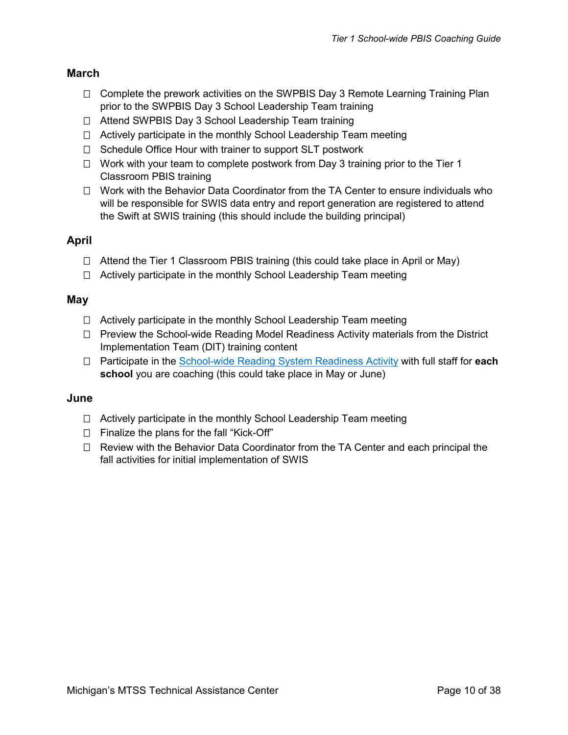## March

- [ ] Complete the prework activities on the SWPBIS Day 3 Remote Learning Training Plan prior to the SWPBIS Day 3 School Leadership Team training
- [ ] Attend SWPBIS Day 3 School Leadership Team training
- [ ] Actively participate in the monthly School Leadership Team meeting
- [ ] Schedule Office Hour with trainer to support SLT postwork
- [ ] Work with your team to complete postwork from Day 3 training prior to the Tier 1 Classroom PBIS training
- [ ] Work with the Behavior Data Coordinator from the TA Center to ensure individuals who will be responsible for SWIS data entry and report generation are registered to attend the Swift at SWIS training (this should include the building principal)

## April

- [ ] Attend the Tier 1 Classroom PBIS training (this could take place in April or May)
- [ ] Actively participate in the monthly School Leadership Team meeting

## May

- [ ] Actively participate in the monthly School Leadership Team meeting
- [ ] Preview the School-wide Reading Model Readiness Activity materials from the District Implementation Team (DIT) training content
- [ ] Participate in the School-wide Reading System Readiness Activity with full staff for **each school** you are coaching (this could take place in May or June)

## June

- [ ] Actively participate in the monthly School Leadership Team meeting
- [ ] Finalize the plans for the fall "Kick-Off"
- [ ] Review with the Behavior Data Coordinator from the TA Center and each principal the fall activities for initial implementation of SWIS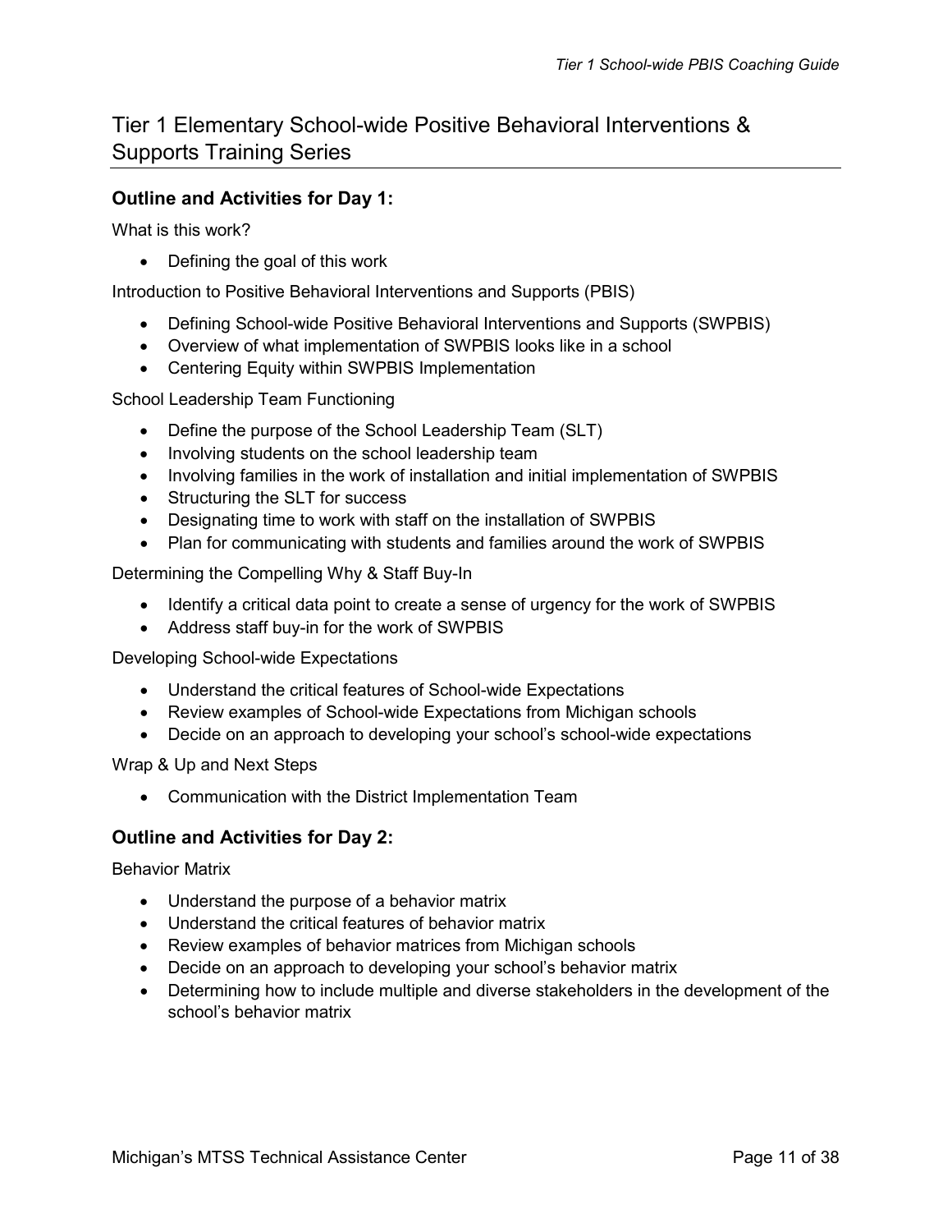## Tier 1 Elementary School-wide Positive Behavioral Interventions & Supports Training Series

### Outline and Activities for Day 1:

What is this work?

- Defining the goal of this work

Introduction to Positive Behavioral Interventions and Supports (PBIS)

- Defining School-wide Positive Behavioral Interventions and Supports (SWPBIS)
- Overview of what implementation of SWPBIS looks like in a school
- Centering Equity within SWPBIS Implementation

School Leadership Team Functioning

- Define the purpose of the School Leadership Team (SLT)
- Involving students on the school leadership team
- Involving families in the work of installation and initial implementation of SWPBIS
- Structuring the SLT for success
- Designating time to work with staff on the installation of SWPBIS
- Plan for communicating with students and families around the work of SWPBIS

Determining the Compelling Why & Staff Buy-In

- Identify a critical data point to create a sense of urgency for the work of SWPBIS
- Address staff buy-in for the work of SWPBIS

Developing School-wide Expectations

- Understand the critical features of School-wide Expectations
- Review examples of School-wide Expectations from Michigan schools
- Decide on an approach to developing your school's school-wide expectations

Wrap & Up and Next Steps

- Communication with the District Implementation Team

### Outline and Activities for Day 2:

Behavior Matrix

- Understand the purpose of a behavior matrix
- Understand the critical features of behavior matrix
- Review examples of behavior matrices from Michigan schools
- Decide on an approach to developing your school's behavior matrix
- Determining how to include multiple and diverse stakeholders in the development of the school's behavior matrix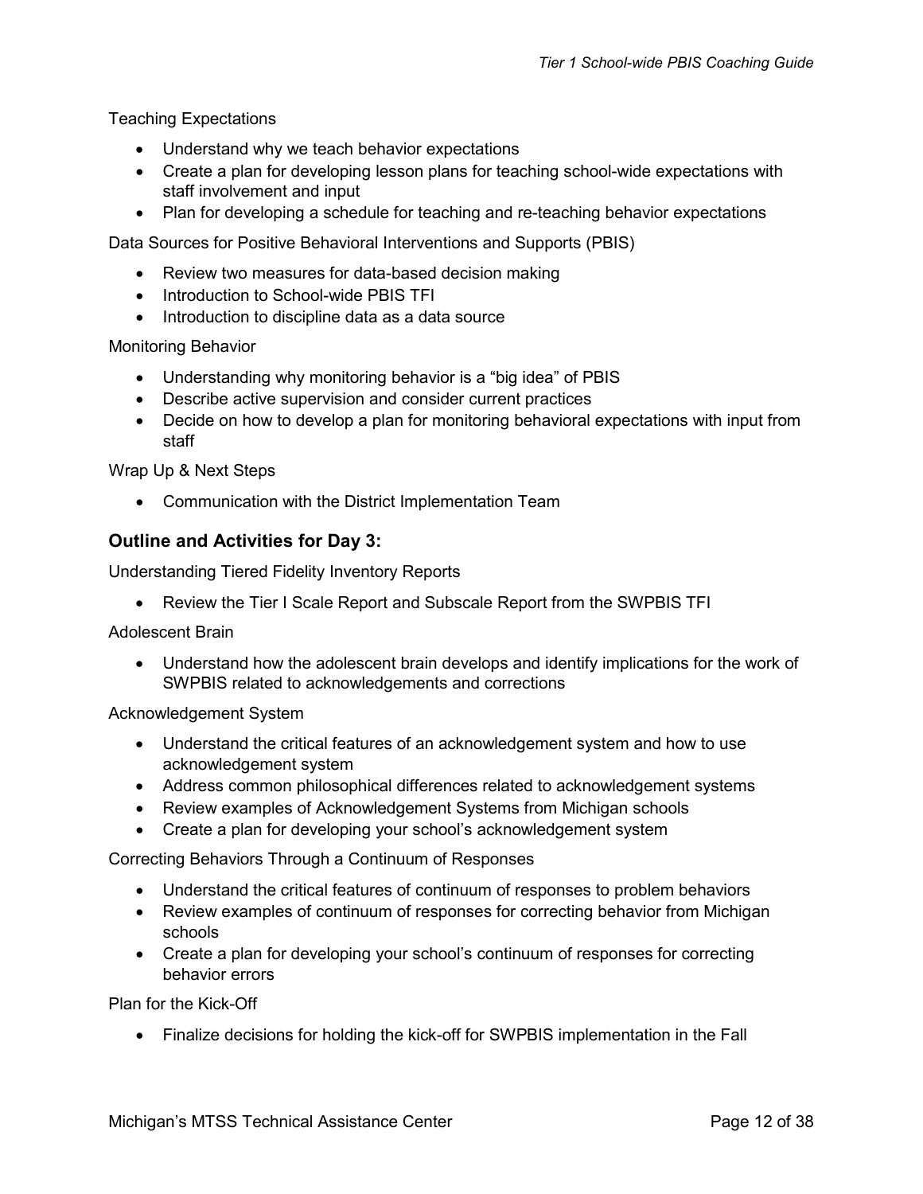Teaching Expectations

- Understand why we teach behavior expectations
- Create a plan for developing lesson plans for teaching school-wide expectations with staff involvement and input
- Plan for developing a schedule for teaching and re-teaching behavior expectations

Data Sources for Positive Behavioral Interventions and Supports (PBIS)

- Review two measures for data-based decision making
- Introduction to School-wide PBIS TFI
- Introduction to discipline data as a data source

Monitoring Behavior

- Understanding why monitoring behavior is a "big idea" of PBIS
- Describe active supervision and consider current practices
- Decide on how to develop a plan for monitoring behavioral expectations with input from staff

Wrap Up & Next Steps

- Communication with the District Implementation Team

### Outline and Activities for Day 3:

Understanding Tiered Fidelity Inventory Reports

- Review the Tier I Scale Report and Subscale Report from the SWPBIS TFI

Adolescent Brain

- Understand how the adolescent brain develops and identify implications for the work of SWPBIS related to acknowledgements and corrections

Acknowledgement System

- Understand the critical features of an acknowledgement system and how to use acknowledgement system
- Address common philosophical differences related to acknowledgement systems
- Review examples of Acknowledgement Systems from Michigan schools
- Create a plan for developing your school's acknowledgement system

Correcting Behaviors Through a Continuum of Responses

- Understand the critical features of continuum of responses to problem behaviors
- Review examples of continuum of responses for correcting behavior from Michigan schools
- Create a plan for developing your school's continuum of responses for correcting behavior errors

Plan for the Kick-Off

- Finalize decisions for holding the kick-off for SWPBIS implementation in the Fall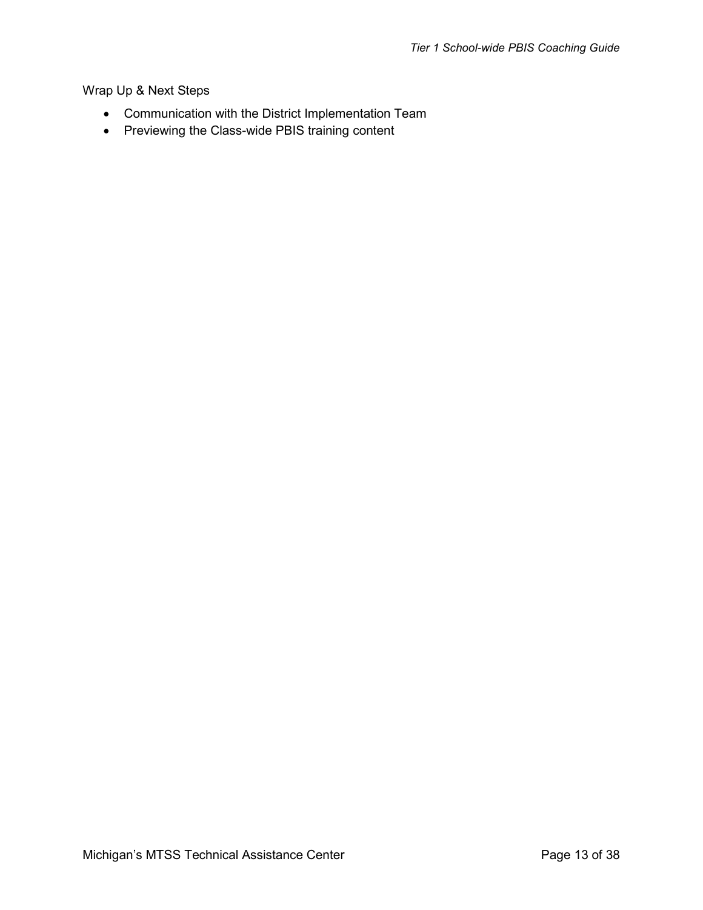Wrap Up & Next Steps

- Communication with the District Implementation Team
- Previewing the Class-wide PBIS training content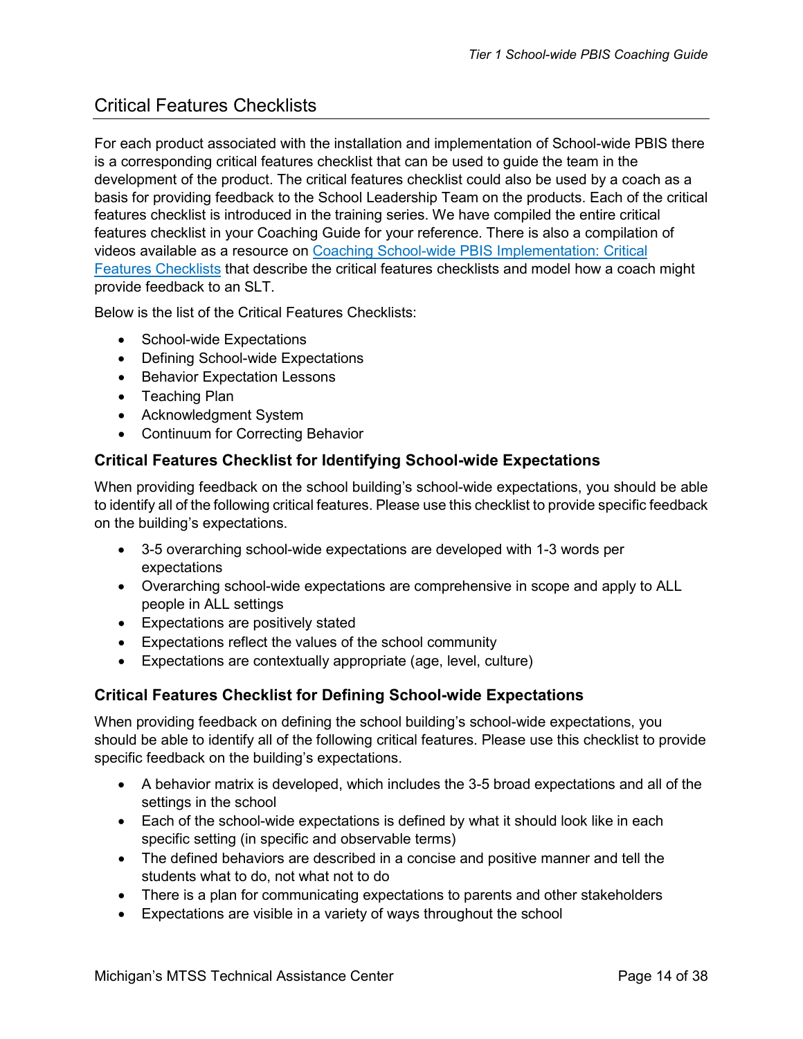## Critical Features Checklists

For each product associated with the installation and implementation of School-wide PBIS there is a corresponding critical features checklist that can be used to guide the team in the development of the product. The critical features checklist could also be used by a coach as a basis for providing feedback to the School Leadership Team on the products. Each of the critical features checklist is introduced in the training series. We have compiled the entire critical features checklist in your Coaching Guide for your reference. There is also a compilation of videos available as a resource on [Coaching School-wide PBIS Implementation: Critical Features Checklists]() that describe the critical features checklists and model how a coach might provide feedback to an SLT.

Below is the list of the Critical Features Checklists:

- School-wide Expectations
- Defining School-wide Expectations
- Behavior Expectation Lessons
- Teaching Plan
- Acknowledgment System
- Continuum for Correcting Behavior

### Critical Features Checklist for Identifying School-wide Expectations

When providing feedback on the school building's school-wide expectations, you should be able to identify all of the following critical features. Please use this checklist to provide specific feedback on the building's expectations.

- 3-5 overarching school-wide expectations are developed with 1-3 words per expectations
- Overarching school-wide expectations are comprehensive in scope and apply to ALL people in ALL settings
- Expectations are positively stated
- Expectations reflect the values of the school community
- Expectations are contextually appropriate (age, level, culture)

### Critical Features Checklist for Defining School-wide Expectations

When providing feedback on defining the school building's school-wide expectations, you should be able to identify all of the following critical features. Please use this checklist to provide specific feedback on the building's expectations.

- A behavior matrix is developed, which includes the 3-5 broad expectations and all of the settings in the school
- Each of the school-wide expectations is defined by what it should look like in each specific setting (in specific and observable terms)
- The defined behaviors are described in a concise and positive manner and tell the students what to do, not what not to do
- There is a plan for communicating expectations to parents and other stakeholders
- Expectations are visible in a variety of ways throughout the school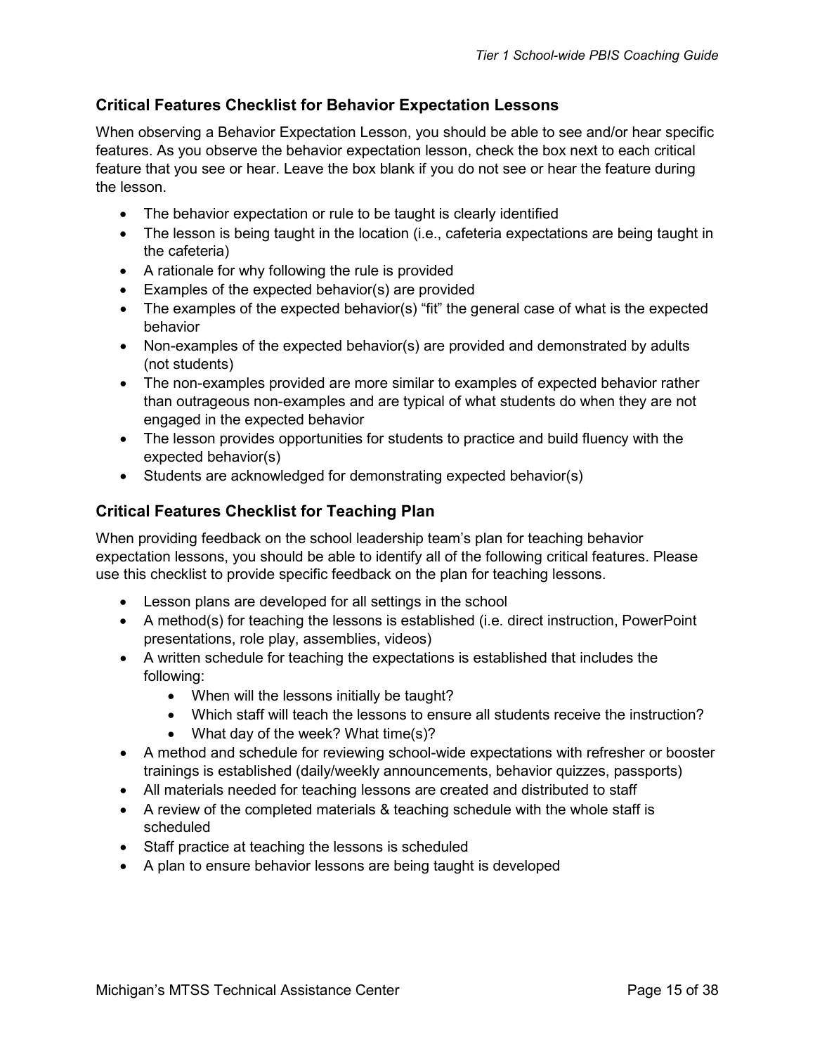## Critical Features Checklist for Behavior Expectation Lessons

When observing a Behavior Expectation Lesson, you should be able to see and/or hear specific features. As you observe the behavior expectation lesson, check the box next to each critical feature that you see or hear. Leave the box blank if you do not see or hear the feature during the lesson.

- The behavior expectation or rule to be taught is clearly identified
- The lesson is being taught in the location (i.e., cafeteria expectations are being taught in the cafeteria)
- A rationale for why following the rule is provided
- Examples of the expected behavior(s) are provided
- The examples of the expected behavior(s) "fit" the general case of what is the expected behavior
- Non-examples of the expected behavior(s) are provided and demonstrated by adults (not students)
- The non-examples provided are more similar to examples of expected behavior rather than outrageous non-examples and are typical of what students do when they are not engaged in the expected behavior
- The lesson provides opportunities for students to practice and build fluency with the expected behavior(s)
- Students are acknowledged for demonstrating expected behavior(s)

## Critical Features Checklist for Teaching Plan

When providing feedback on the school leadership team's plan for teaching behavior expectation lessons, you should be able to identify all of the following critical features. Please use this checklist to provide specific feedback on the plan for teaching lessons.

- Lesson plans are developed for all settings in the school
- A method(s) for teaching the lessons is established (i.e. direct instruction, PowerPoint presentations, role play, assemblies, videos)
- A written schedule for teaching the expectations is established that includes the following:
  - When will the lessons initially be taught?
  - Which staff will teach the lessons to ensure all students receive the instruction?
  - What day of the week? What time(s)?
- A method and schedule for reviewing school-wide expectations with refresher or booster trainings is established (daily/weekly announcements, behavior quizzes, passports)
- All materials needed for teaching lessons are created and distributed to staff
- A review of the completed materials & teaching schedule with the whole staff is scheduled
- Staff practice at teaching the lessons is scheduled
- A plan to ensure behavior lessons are being taught is developed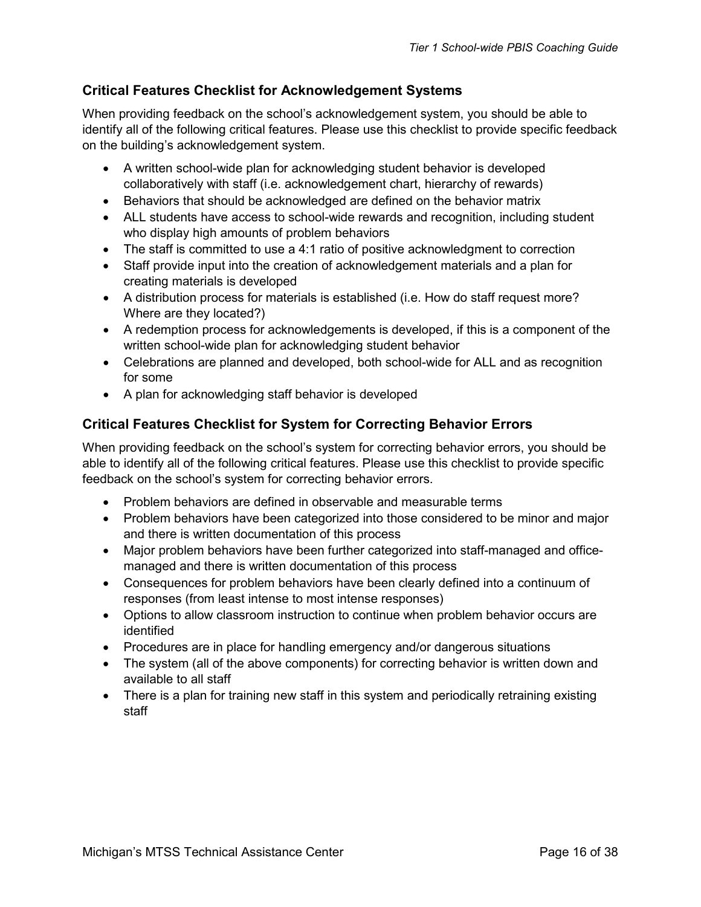### Critical Features Checklist for Acknowledgement Systems

When providing feedback on the school's acknowledgement system, you should be able to identify all of the following critical features. Please use this checklist to provide specific feedback on the building's acknowledgement system.

- A written school-wide plan for acknowledging student behavior is developed collaboratively with staff (i.e. acknowledgement chart, hierarchy of rewards)
- Behaviors that should be acknowledged are defined on the behavior matrix
- ALL students have access to school-wide rewards and recognition, including student who display high amounts of problem behaviors
- The staff is committed to use a 4:1 ratio of positive acknowledgment to correction
- Staff provide input into the creation of acknowledgement materials and a plan for creating materials is developed
- A distribution process for materials is established (i.e. How do staff request more? Where are they located?)
- A redemption process for acknowledgements is developed, if this is a component of the written school-wide plan for acknowledging student behavior
- Celebrations are planned and developed, both school-wide for ALL and as recognition for some
- A plan for acknowledging staff behavior is developed

### Critical Features Checklist for System for Correcting Behavior Errors

When providing feedback on the school's system for correcting behavior errors, you should be able to identify all of the following critical features. Please use this checklist to provide specific feedback on the school's system for correcting behavior errors.

- Problem behaviors are defined in observable and measurable terms
- Problem behaviors have been categorized into those considered to be minor and major and there is written documentation of this process
- Major problem behaviors have been further categorized into staff-managed and office-managed and there is written documentation of this process
- Consequences for problem behaviors have been clearly defined into a continuum of responses (from least intense to most intense responses)
- Options to allow classroom instruction to continue when problem behavior occurs are identified
- Procedures are in place for handling emergency and/or dangerous situations
- The system (all of the above components) for correcting behavior is written down and available to all staff
- There is a plan for training new staff in this system and periodically retraining existing staff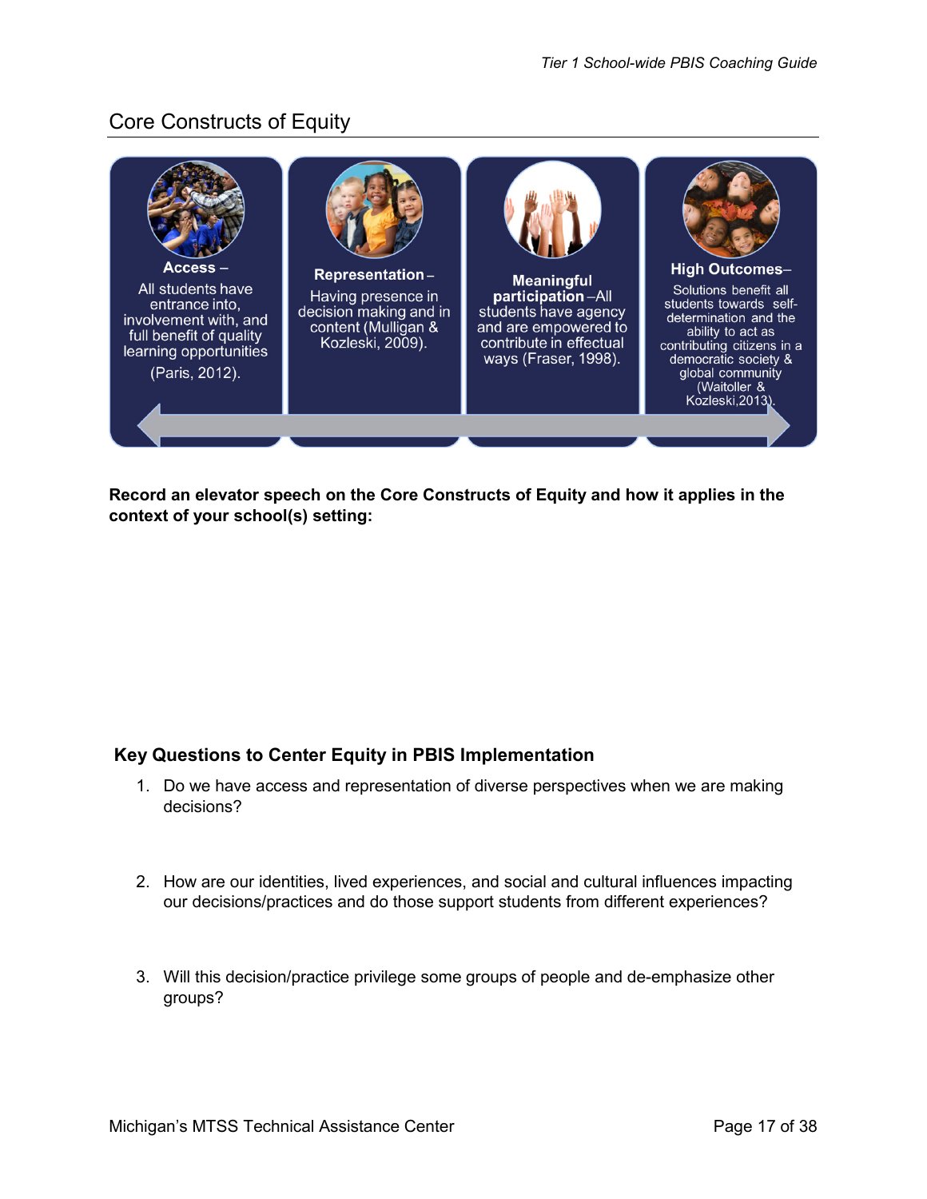## Core Constructs of Equity

**Access** – All students have entrance into, involvement with, and full benefit of quality learning opportunities (Paris, 2012).

**Representation** – Having presence in decision making and in content (Mulligan & Kozleski, 2009).

**Meaningful participation** –All students have agency and are empowered to contribute in effectual ways (Fraser, 1998).

**High Outcomes**– Solutions benefit all students towards self-determination and the ability to act as contributing citizens in a democratic society & global community (Waitoller & Kozleski,2013).

**Record an elevator speech on the Core Constructs of Equity and how it applies in the context of your school(s) setting:**

### Key Questions to Center Equity in PBIS Implementation

1. Do we have access and representation of diverse perspectives when we are making decisions?
2. How are our identities, lived experiences, and social and cultural influences impacting our decisions/practices and do those support students from different experiences?
3. Will this decision/practice privilege some groups of people and de-emphasize other groups?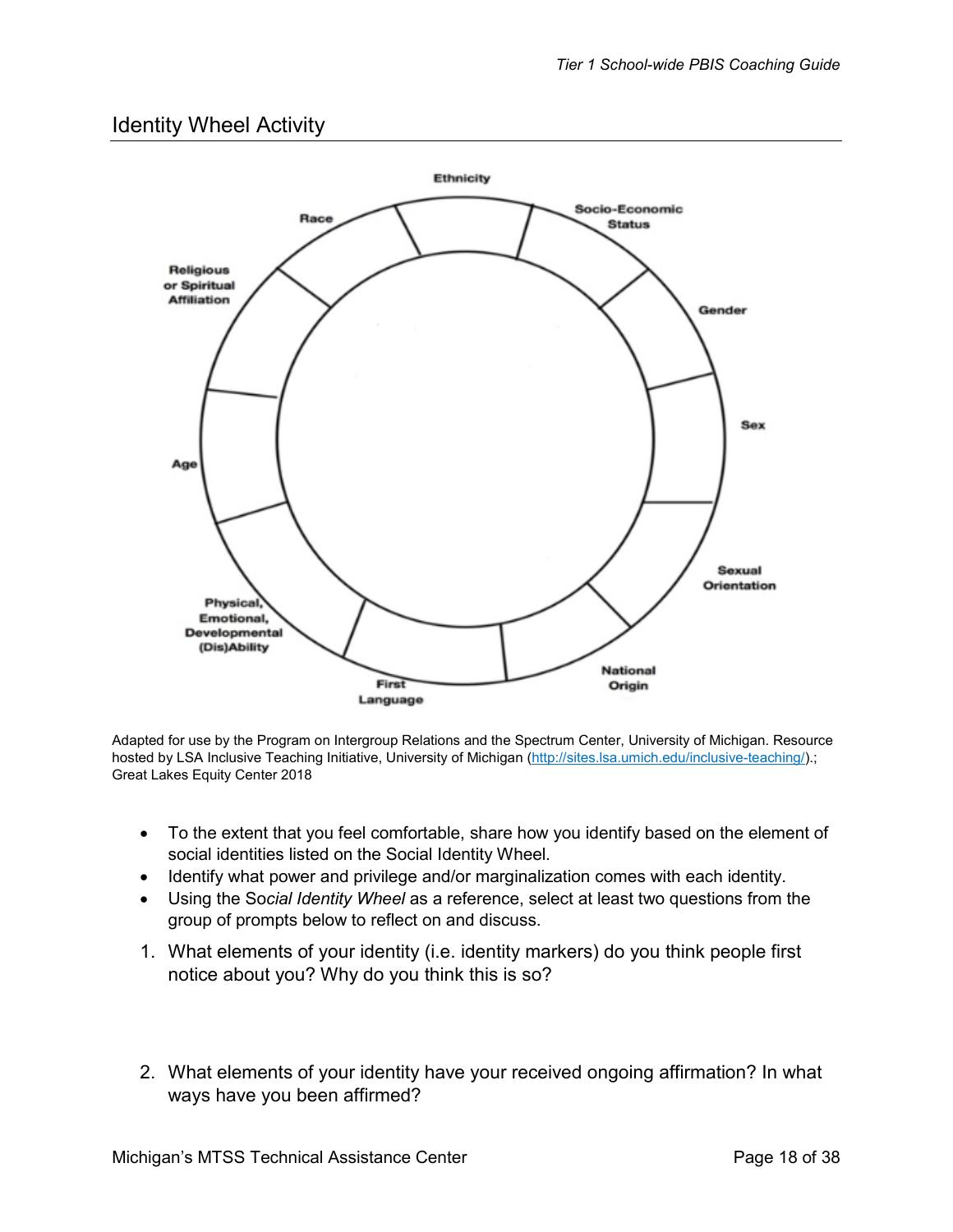## Identity Wheel Activity

Ethnicity

Socio-Economic Status

Gender

Sex

Sexual Orientation

National Origin

First Language

Physical, Emotional, Developmental (Dis)Ability

Age

Religious or Spiritual Affiliation

Race

Adapted for use by the Program on Intergroup Relations and the Spectrum Center, University of Michigan. Resource hosted by LSA Inclusive Teaching Initiative, University of Michigan (http://sites.lsa.umich.edu/inclusive-teaching/).; Great Lakes Equity Center 2018

- To the extent that you feel comfortable, share how you identify based on the element of social identities listed on the Social Identity Wheel.
- Identify what power and privilege and/or marginalization comes with each identity.
- Using the So*cial Identity Wheel* as a reference, select at least two questions from the group of prompts below to reflect on and discuss.

1. What elements of your identity (i.e. identity markers) do you think people first notice about you? Why do you think this is so?

2. What elements of your identity have your received ongoing affirmation? In what ways have you been affirmed?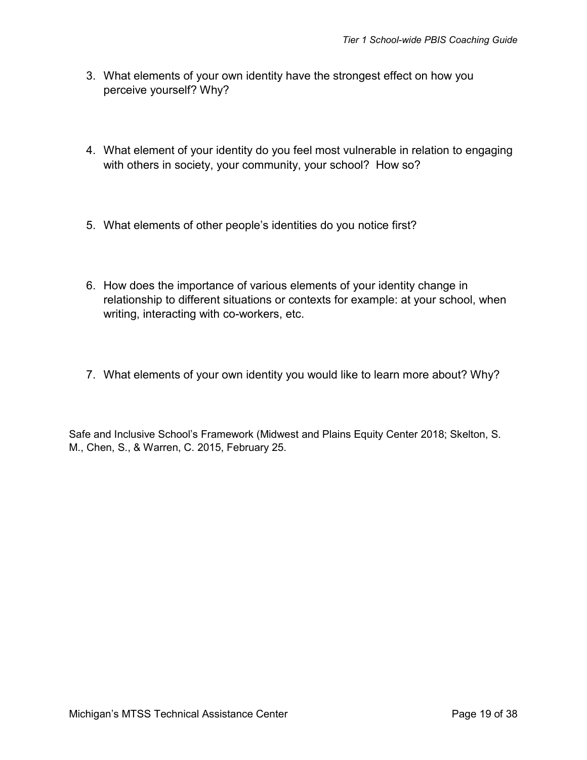3. What elements of your own identity have the strongest effect on how you perceive yourself? Why?

4. What element of your identity do you feel most vulnerable in relation to engaging with others in society, your community, your school? How so?

5. What elements of other people's identities do you notice first?

6. How does the importance of various elements of your identity change in relationship to different situations or contexts for example: at your school, when writing, interacting with co-workers, etc.

7. What elements of your own identity you would like to learn more about? Why?

Safe and Inclusive School's Framework (Midwest and Plains Equity Center 2018; Skelton, S. M., Chen, S., & Warren, C. 2015, February 25.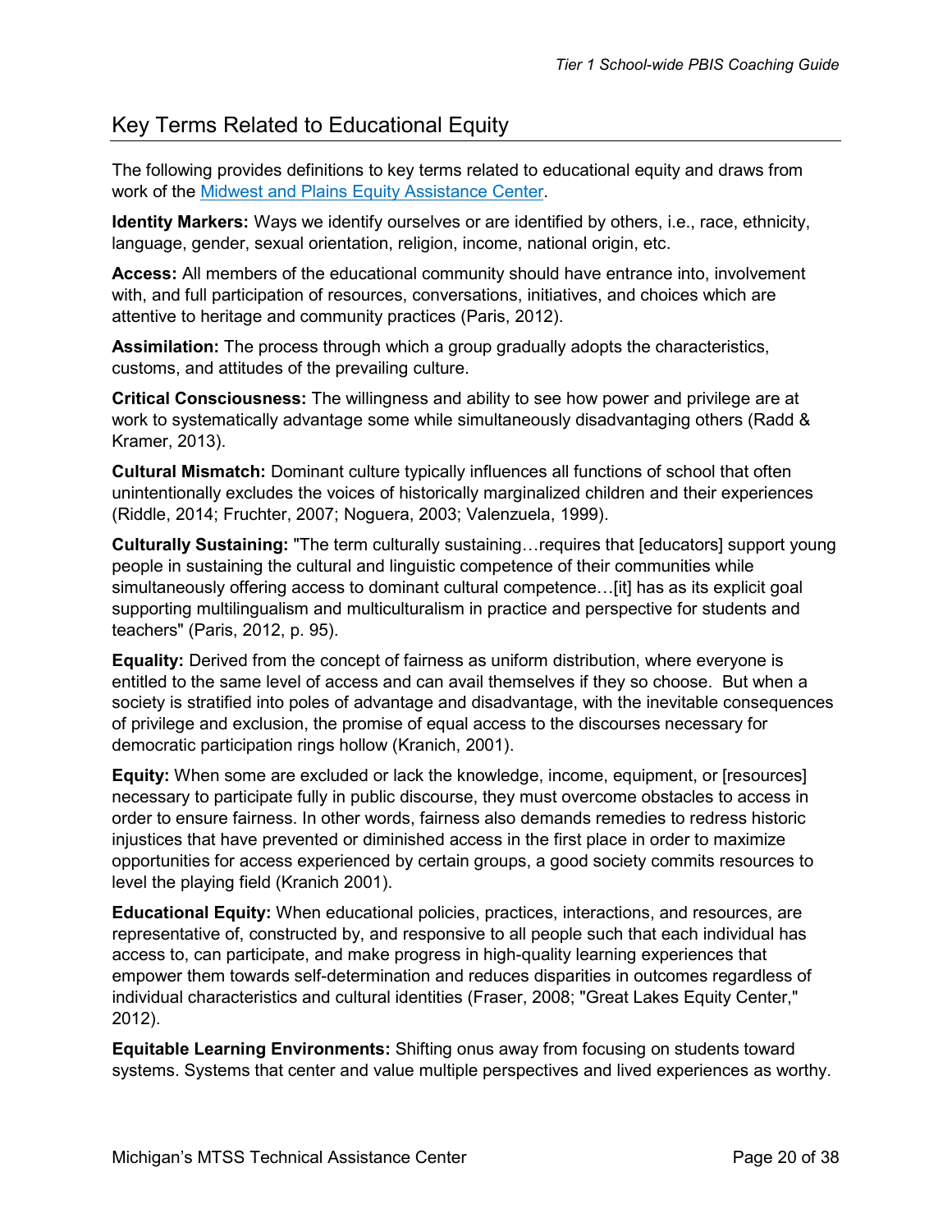## Key Terms Related to Educational Equity

The following provides definitions to key terms related to educational equity and draws from work of the [Midwest and Plains Equity Assistance Center](#).

**Identity Markers:** Ways we identify ourselves or are identified by others, i.e., race, ethnicity, language, gender, sexual orientation, religion, income, national origin, etc.

**Access:** All members of the educational community should have entrance into, involvement with, and full participation of resources, conversations, initiatives, and choices which are attentive to heritage and community practices (Paris, 2012).

**Assimilation:** The process through which a group gradually adopts the characteristics, customs, and attitudes of the prevailing culture.

**Critical Consciousness:** The willingness and ability to see how power and privilege are at work to systematically advantage some while simultaneously disadvantaging others (Radd & Kramer, 2013).

**Cultural Mismatch:** Dominant culture typically influences all functions of school that often unintentionally excludes the voices of historically marginalized children and their experiences (Riddle, 2014; Fruchter, 2007; Noguera, 2003; Valenzuela, 1999).

**Culturally Sustaining:** "The term culturally sustaining…requires that [educators] support young people in sustaining the cultural and linguistic competence of their communities while simultaneously offering access to dominant cultural competence…[it] has as its explicit goal supporting multilingualism and multiculturalism in practice and perspective for students and teachers" (Paris, 2012, p. 95).

**Equality:** Derived from the concept of fairness as uniform distribution, where everyone is entitled to the same level of access and can avail themselves if they so choose. But when a society is stratified into poles of advantage and disadvantage, with the inevitable consequences of privilege and exclusion, the promise of equal access to the discourses necessary for democratic participation rings hollow (Kranich, 2001).

**Equity:** When some are excluded or lack the knowledge, income, equipment, or [resources] necessary to participate fully in public discourse, they must overcome obstacles to access in order to ensure fairness. In other words, fairness also demands remedies to redress historic injustices that have prevented or diminished access in the first place in order to maximize opportunities for access experienced by certain groups, a good society commits resources to level the playing field (Kranich 2001).

**Educational Equity:** When educational policies, practices, interactions, and resources, are representative of, constructed by, and responsive to all people such that each individual has access to, can participate, and make progress in high-quality learning experiences that empower them towards self-determination and reduces disparities in outcomes regardless of individual characteristics and cultural identities (Fraser, 2008; "Great Lakes Equity Center," 2012).

**Equitable Learning Environments:** Shifting onus away from focusing on students toward systems. Systems that center and value multiple perspectives and lived experiences as worthy.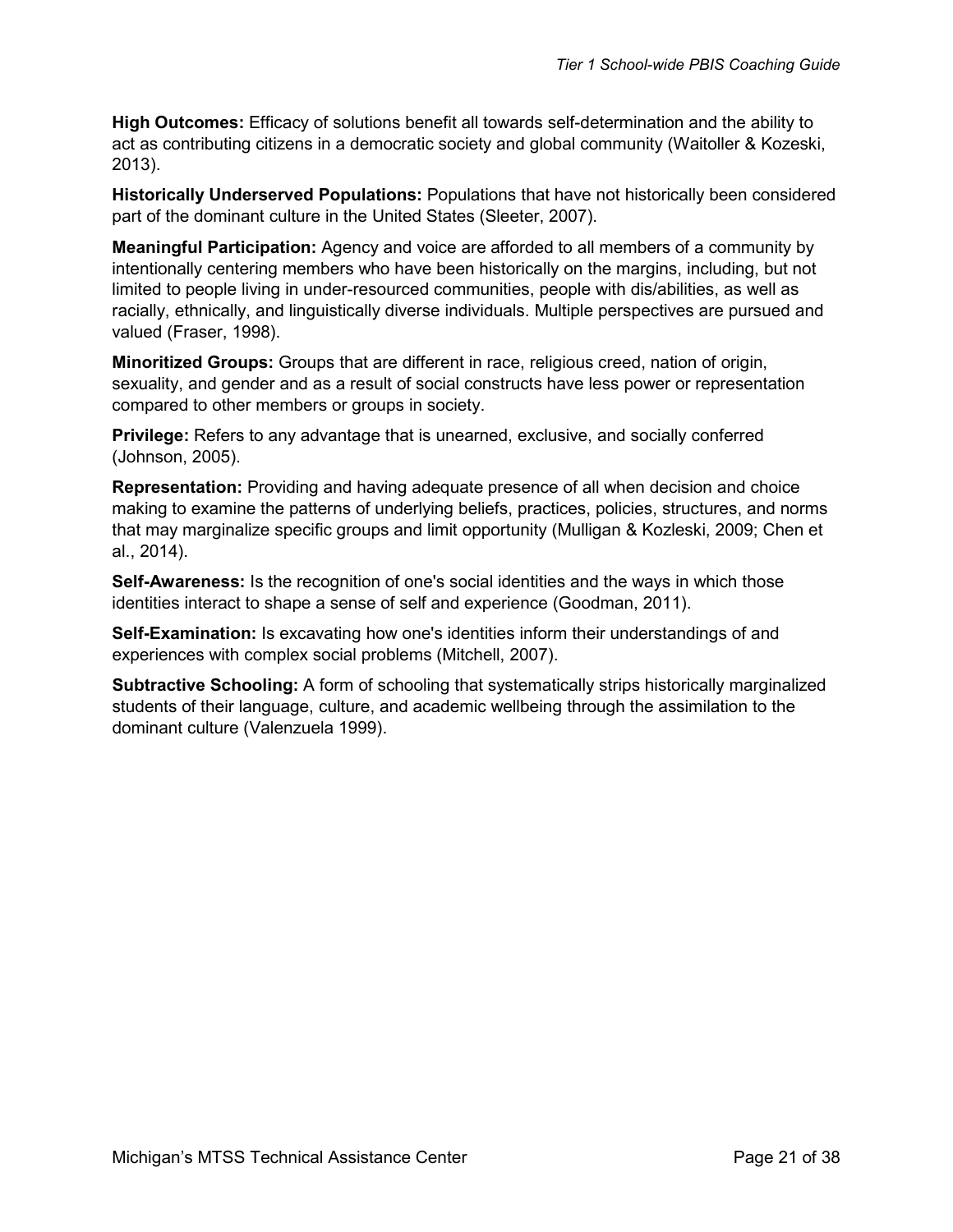**High Outcomes:** Efficacy of solutions benefit all towards self-determination and the ability to act as contributing citizens in a democratic society and global community (Waitoller & Kozeski, 2013).

**Historically Underserved Populations:** Populations that have not historically been considered part of the dominant culture in the United States (Sleeter, 2007).

**Meaningful Participation:** Agency and voice are afforded to all members of a community by intentionally centering members who have been historically on the margins, including, but not limited to people living in under-resourced communities, people with dis/abilities, as well as racially, ethnically, and linguistically diverse individuals. Multiple perspectives are pursued and valued (Fraser, 1998).

**Minoritized Groups:** Groups that are different in race, religious creed, nation of origin, sexuality, and gender and as a result of social constructs have less power or representation compared to other members or groups in society.

**Privilege:** Refers to any advantage that is unearned, exclusive, and socially conferred (Johnson, 2005).

**Representation:** Providing and having adequate presence of all when decision and choice making to examine the patterns of underlying beliefs, practices, policies, structures, and norms that may marginalize specific groups and limit opportunity (Mulligan & Kozleski, 2009; Chen et al., 2014).

**Self-Awareness:** Is the recognition of one's social identities and the ways in which those identities interact to shape a sense of self and experience (Goodman, 2011).

**Self-Examination:** Is excavating how one's identities inform their understandings of and experiences with complex social problems (Mitchell, 2007).

**Subtractive Schooling:** A form of schooling that systematically strips historically marginalized students of their language, culture, and academic wellbeing through the assimilation to the dominant culture (Valenzuela 1999).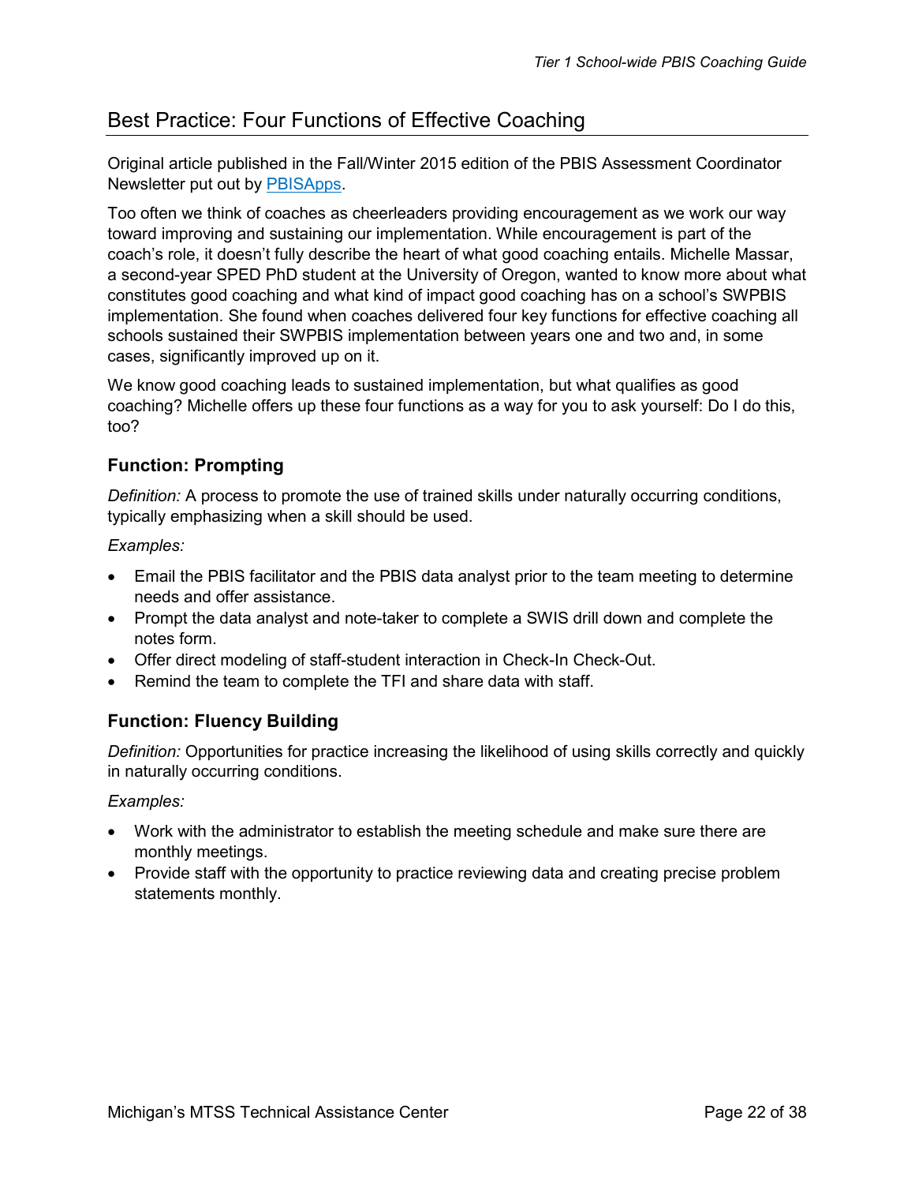## Best Practice: Four Functions of Effective Coaching

Original article published in the Fall/Winter 2015 edition of the PBIS Assessment Coordinator Newsletter put out by PBISApps.

Too often we think of coaches as cheerleaders providing encouragement as we work our way toward improving and sustaining our implementation. While encouragement is part of the coach's role, it doesn't fully describe the heart of what good coaching entails. Michelle Massar, a second-year SPED PhD student at the University of Oregon, wanted to know more about what constitutes good coaching and what kind of impact good coaching has on a school's SWPBIS implementation. She found when coaches delivered four key functions for effective coaching all schools sustained their SWPBIS implementation between years one and two and, in some cases, significantly improved up on it.

We know good coaching leads to sustained implementation, but what qualifies as good coaching? Michelle offers up these four functions as a way for you to ask yourself: Do I do this, too?

### Function: Prompting

*Definition:* A process to promote the use of trained skills under naturally occurring conditions, typically emphasizing when a skill should be used.

*Examples:*

- Email the PBIS facilitator and the PBIS data analyst prior to the team meeting to determine needs and offer assistance.
- Prompt the data analyst and note-taker to complete a SWIS drill down and complete the notes form.
- Offer direct modeling of staff-student interaction in Check-In Check-Out.
- Remind the team to complete the TFI and share data with staff.

### Function: Fluency Building

*Definition:* Opportunities for practice increasing the likelihood of using skills correctly and quickly in naturally occurring conditions.

*Examples:*

- Work with the administrator to establish the meeting schedule and make sure there are monthly meetings.
- Provide staff with the opportunity to practice reviewing data and creating precise problem statements monthly.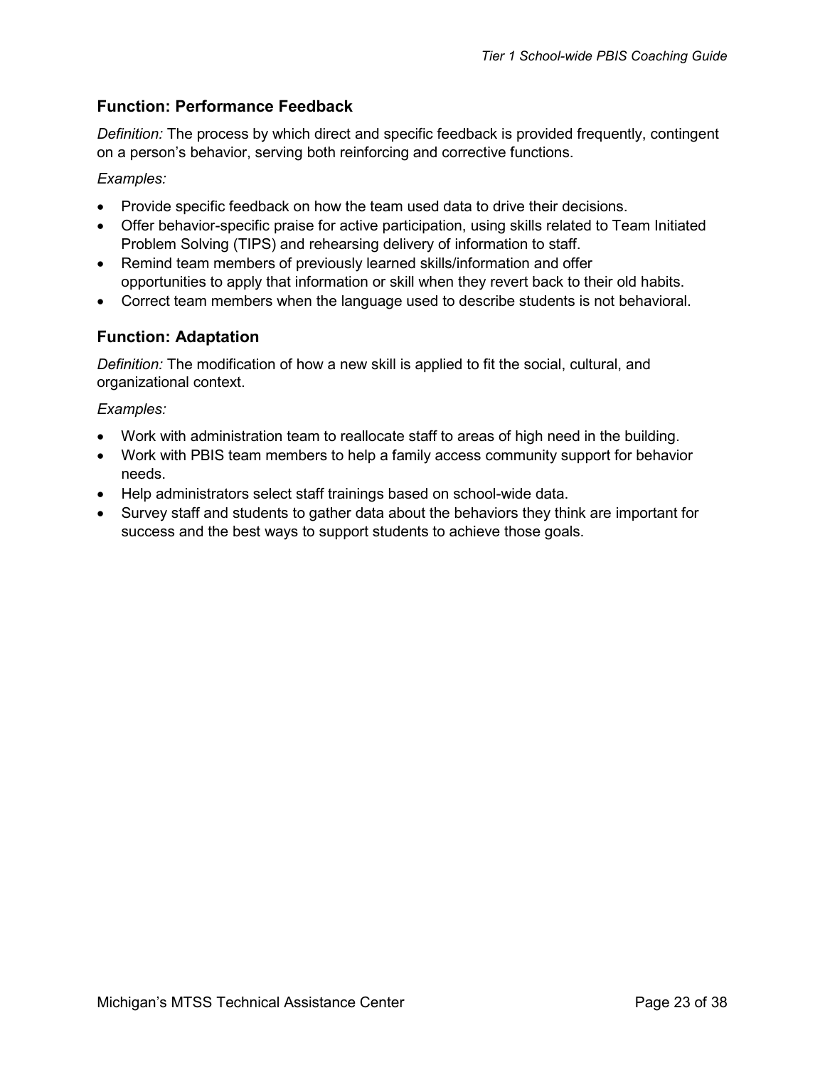### Function: Performance Feedback

*Definition:* The process by which direct and specific feedback is provided frequently, contingent on a person's behavior, serving both reinforcing and corrective functions.

*Examples:*

- Provide specific feedback on how the team used data to drive their decisions.
- Offer behavior-specific praise for active participation, using skills related to Team Initiated Problem Solving (TIPS) and rehearsing delivery of information to staff.
- Remind team members of previously learned skills/information and offer opportunities to apply that information or skill when they revert back to their old habits.
- Correct team members when the language used to describe students is not behavioral.

### Function: Adaptation

*Definition:* The modification of how a new skill is applied to fit the social, cultural, and organizational context.

*Examples:*

- Work with administration team to reallocate staff to areas of high need in the building.
- Work with PBIS team members to help a family access community support for behavior needs.
- Help administrators select staff trainings based on school-wide data.
- Survey staff and students to gather data about the behaviors they think are important for success and the best ways to support students to achieve those goals.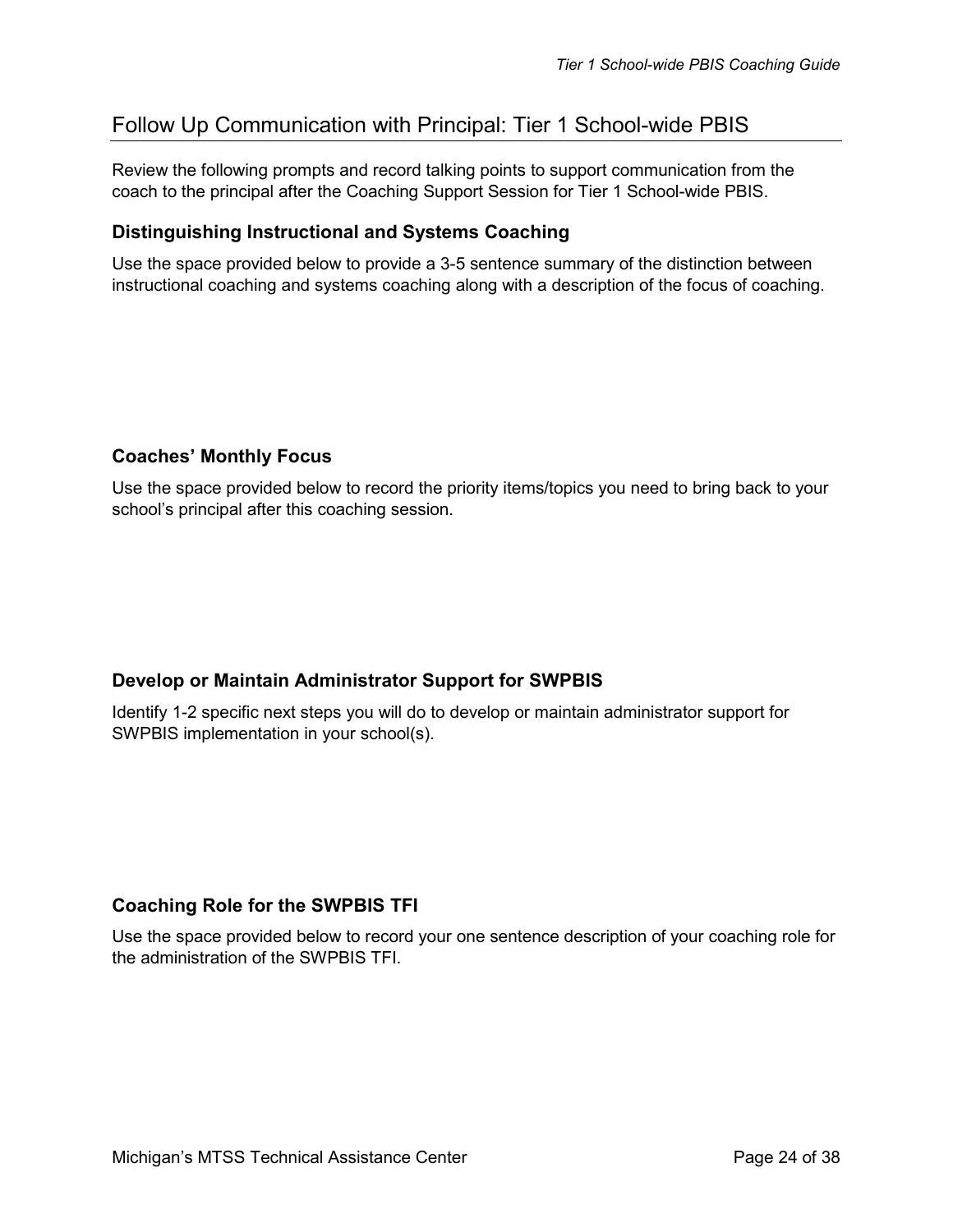## Follow Up Communication with Principal: Tier 1 School-wide PBIS

Review the following prompts and record talking points to support communication from the coach to the principal after the Coaching Support Session for Tier 1 School-wide PBIS.

### Distinguishing Instructional and Systems Coaching

Use the space provided below to provide a 3-5 sentence summary of the distinction between instructional coaching and systems coaching along with a description of the focus of coaching.

### Coaches' Monthly Focus

Use the space provided below to record the priority items/topics you need to bring back to your school's principal after this coaching session.

### Develop or Maintain Administrator Support for SWPBIS

Identify 1-2 specific next steps you will do to develop or maintain administrator support for SWPBIS implementation in your school(s).

### Coaching Role for the SWPBIS TFI

Use the space provided below to record your one sentence description of your coaching role for the administration of the SWPBIS TFI.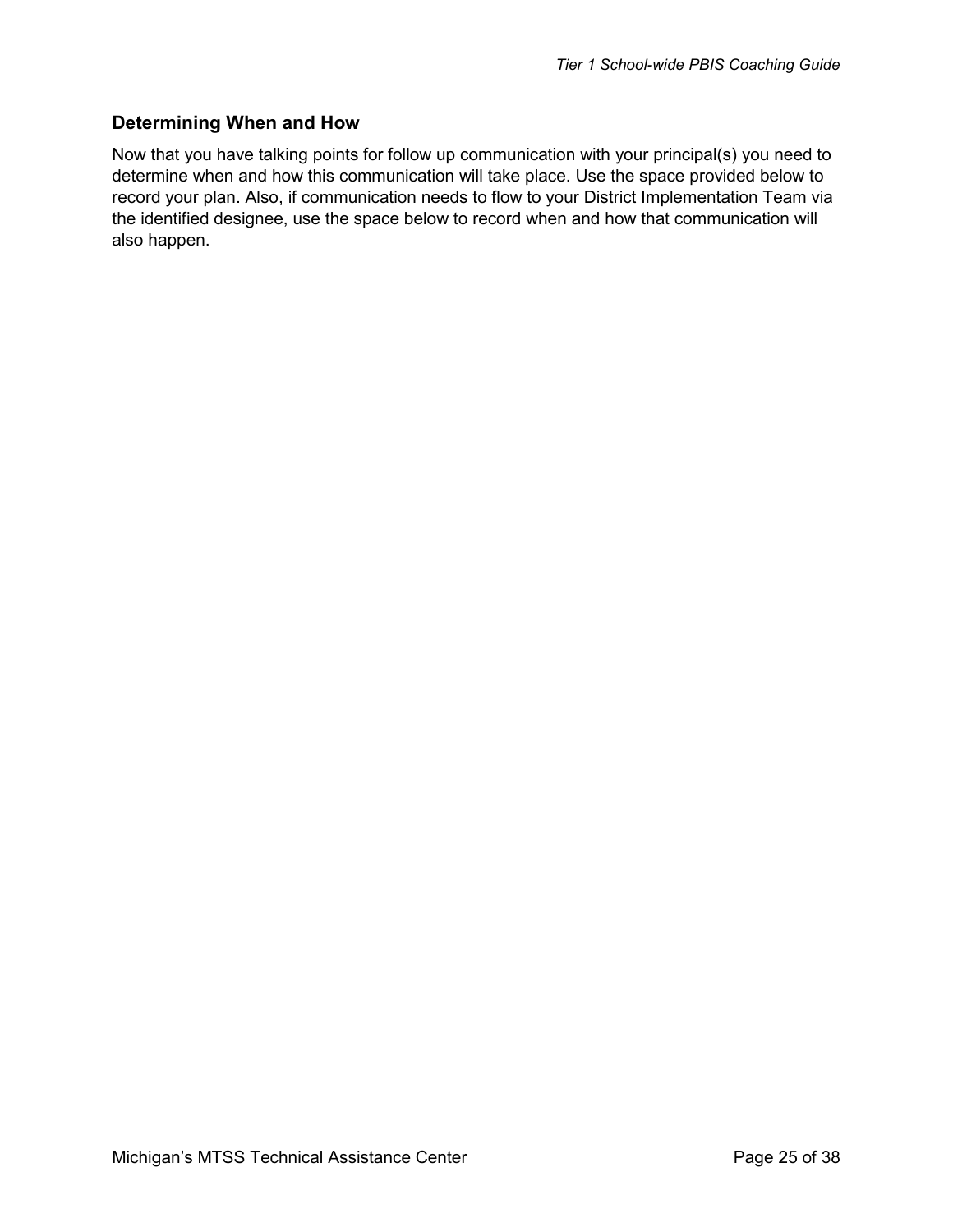## Determining When and How

Now that you have talking points for follow up communication with your principal(s) you need to determine when and how this communication will take place. Use the space provided below to record your plan. Also, if communication needs to flow to your District Implementation Team via the identified designee, use the space below to record when and how that communication will also happen.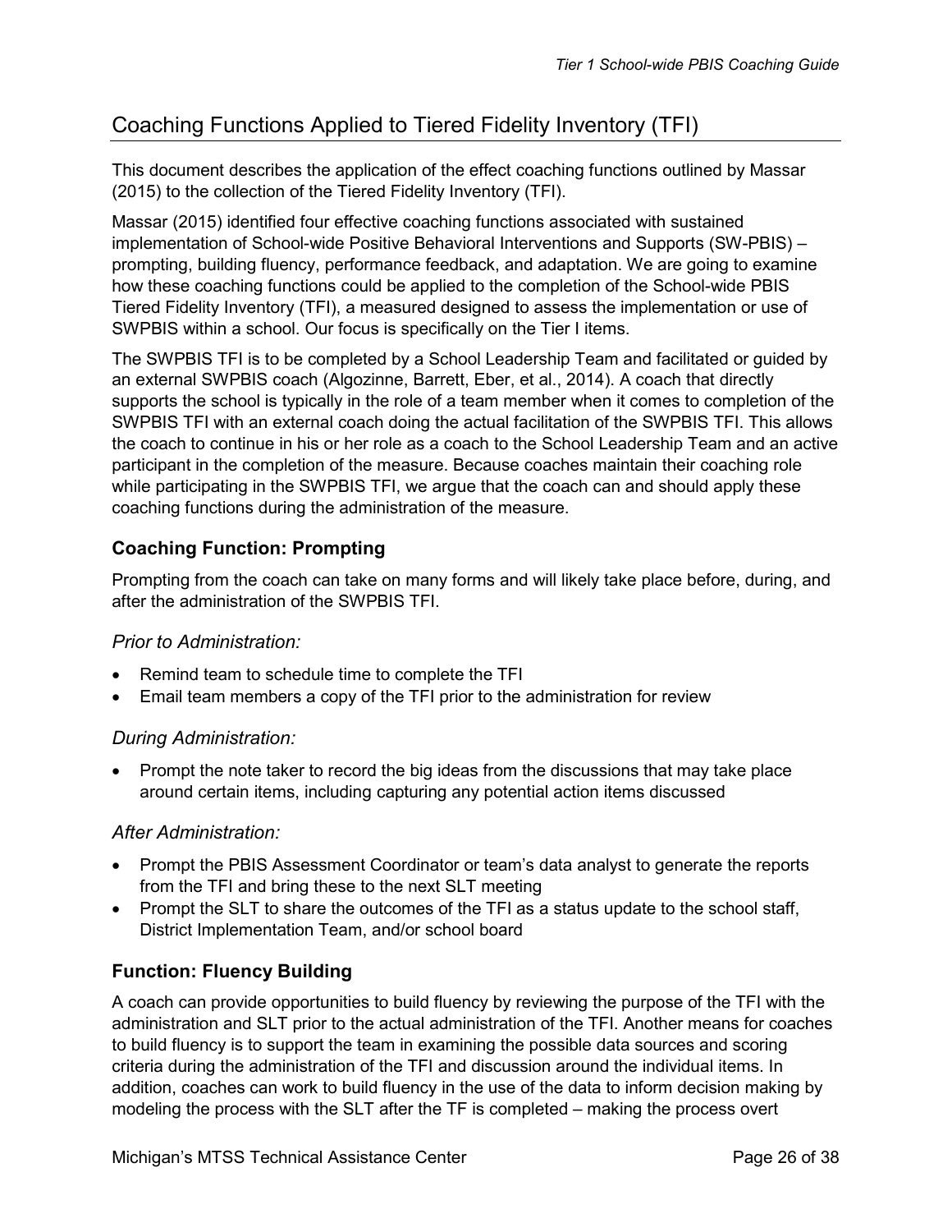## Coaching Functions Applied to Tiered Fidelity Inventory (TFI)

This document describes the application of the effect coaching functions outlined by Massar (2015) to the collection of the Tiered Fidelity Inventory (TFI).

Massar (2015) identified four effective coaching functions associated with sustained implementation of School-wide Positive Behavioral Interventions and Supports (SW-PBIS) – prompting, building fluency, performance feedback, and adaptation. We are going to examine how these coaching functions could be applied to the completion of the School-wide PBIS Tiered Fidelity Inventory (TFI), a measured designed to assess the implementation or use of SWPBIS within a school. Our focus is specifically on the Tier I items.

The SWPBIS TFI is to be completed by a School Leadership Team and facilitated or guided by an external SWPBIS coach (Algozinne, Barrett, Eber, et al., 2014). A coach that directly supports the school is typically in the role of a team member when it comes to completion of the SWPBIS TFI with an external coach doing the actual facilitation of the SWPBIS TFI. This allows the coach to continue in his or her role as a coach to the School Leadership Team and an active participant in the completion of the measure. Because coaches maintain their coaching role while participating in the SWPBIS TFI, we argue that the coach can and should apply these coaching functions during the administration of the measure.

### Coaching Function: Prompting

Prompting from the coach can take on many forms and will likely take place before, during, and after the administration of the SWPBIS TFI.

#### *Prior to Administration:*

- Remind team to schedule time to complete the TFI
- Email team members a copy of the TFI prior to the administration for review

#### *During Administration:*

- Prompt the note taker to record the big ideas from the discussions that may take place around certain items, including capturing any potential action items discussed

#### *After Administration:*

- Prompt the PBIS Assessment Coordinator or team's data analyst to generate the reports from the TFI and bring these to the next SLT meeting
- Prompt the SLT to share the outcomes of the TFI as a status update to the school staff, District Implementation Team, and/or school board

### Function: Fluency Building

A coach can provide opportunities to build fluency by reviewing the purpose of the TFI with the administration and SLT prior to the actual administration of the TFI. Another means for coaches to build fluency is to support the team in examining the possible data sources and scoring criteria during the administration of the TFI and discussion around the individual items. In addition, coaches can work to build fluency in the use of the data to inform decision making by modeling the process with the SLT after the TF is completed – making the process overt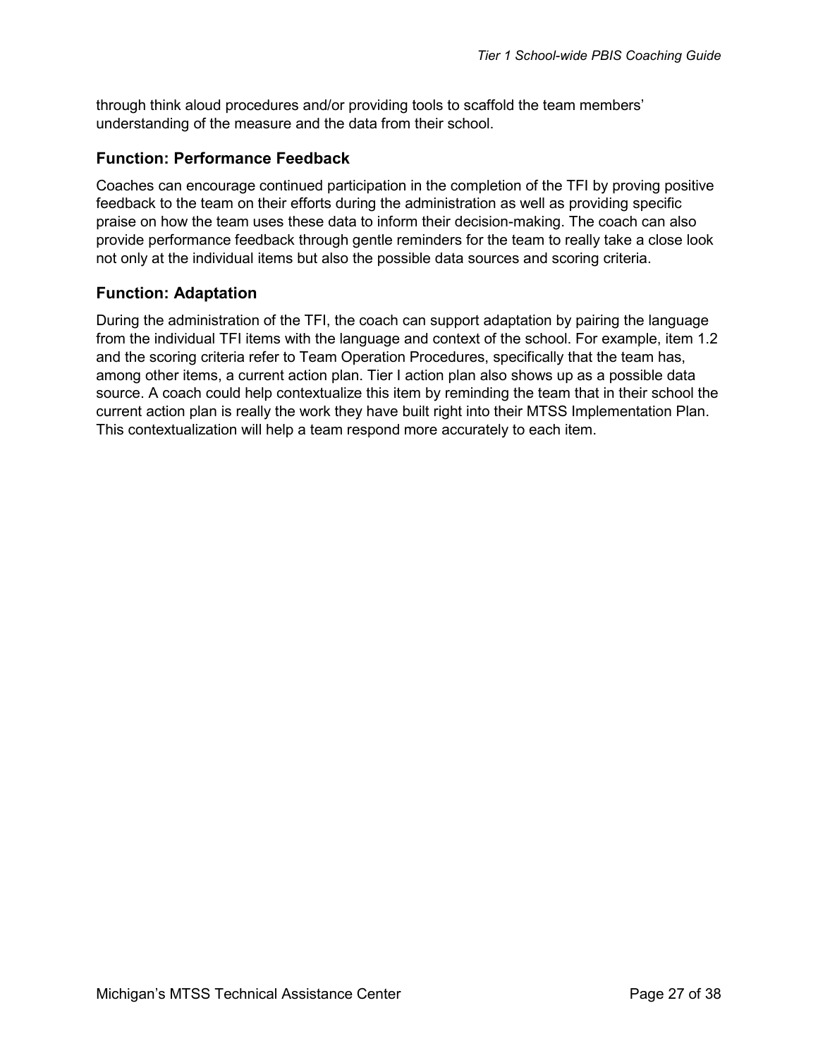through think aloud procedures and/or providing tools to scaffold the team members' understanding of the measure and the data from their school.

### Function: Performance Feedback

Coaches can encourage continued participation in the completion of the TFI by proving positive feedback to the team on their efforts during the administration as well as providing specific praise on how the team uses these data to inform their decision-making. The coach can also provide performance feedback through gentle reminders for the team to really take a close look not only at the individual items but also the possible data sources and scoring criteria.

### Function: Adaptation

During the administration of the TFI, the coach can support adaptation by pairing the language from the individual TFI items with the language and context of the school. For example, item 1.2 and the scoring criteria refer to Team Operation Procedures, specifically that the team has, among other items, a current action plan. Tier I action plan also shows up as a possible data source. A coach could help contextualize this item by reminding the team that in their school the current action plan is really the work they have built right into their MTSS Implementation Plan. This contextualization will help a team respond more accurately to each item.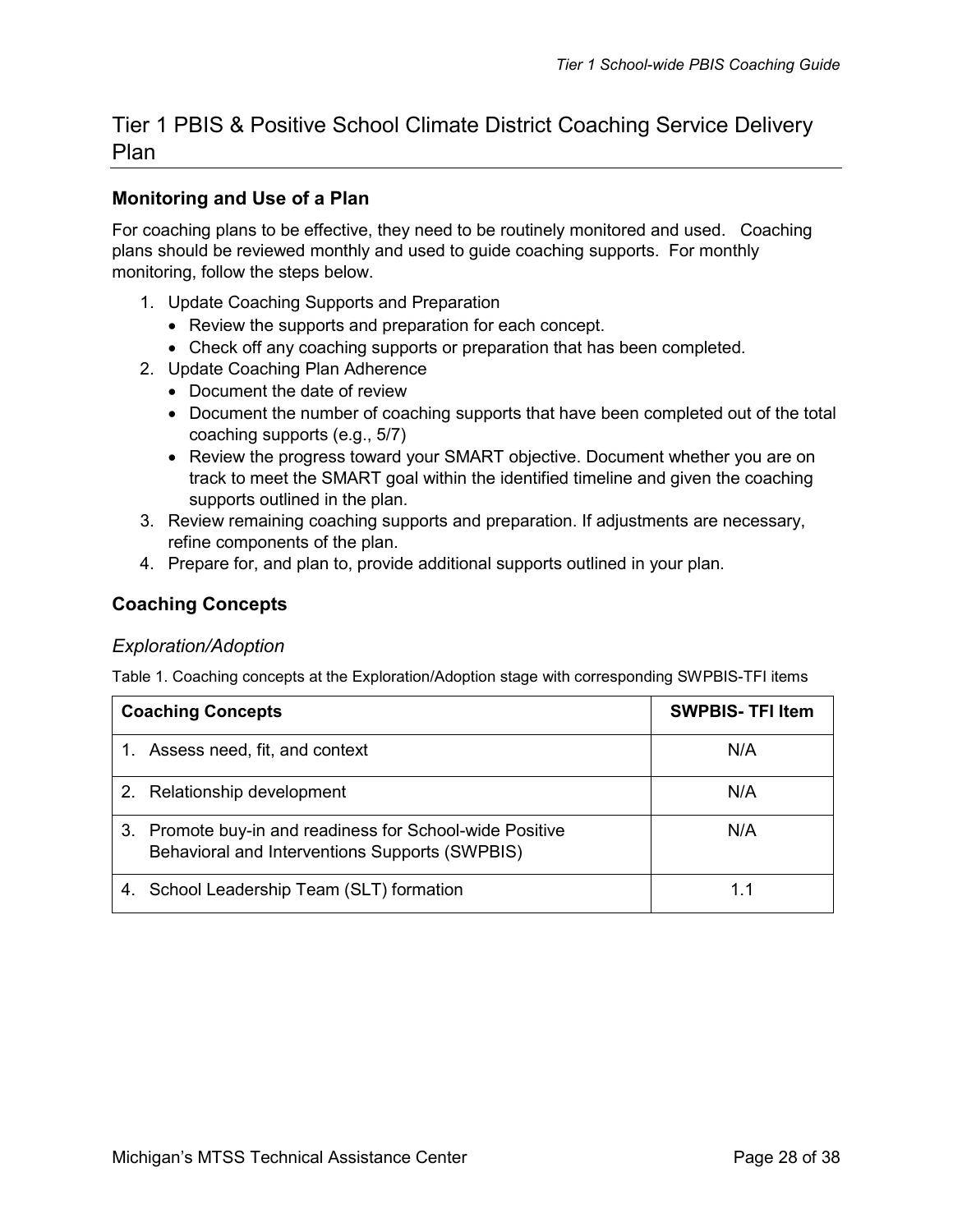## Tier 1 PBIS & Positive School Climate District Coaching Service Delivery Plan

### Monitoring and Use of a Plan

For coaching plans to be effective, they need to be routinely monitored and used. Coaching plans should be reviewed monthly and used to guide coaching supports. For monthly monitoring, follow the steps below.

1. Update Coaching Supports and Preparation
   - Review the supports and preparation for each concept.
   - Check off any coaching supports or preparation that has been completed.
2. Update Coaching Plan Adherence
   - Document the date of review
   - Document the number of coaching supports that have been completed out of the total coaching supports (e.g., 5/7)
   - Review the progress toward your SMART objective. Document whether you are on track to meet the SMART goal within the identified timeline and given the coaching supports outlined in the plan.
3. Review remaining coaching supports and preparation. If adjustments are necessary, refine components of the plan.
4. Prepare for, and plan to, provide additional supports outlined in your plan.

### Coaching Concepts

#### *Exploration/Adoption*

Table 1. Coaching concepts at the Exploration/Adoption stage with corresponding SWPBIS-TFI items

| Coaching Concepts | SWPBIS- TFI Item |
|---|---|
| 1. Assess need, fit, and context | N/A |
| 2. Relationship development | N/A |
| 3. Promote buy-in and readiness for School-wide Positive Behavioral and Interventions Supports (SWPBIS) | N/A |
| 4. School Leadership Team (SLT) formation | 1.1 |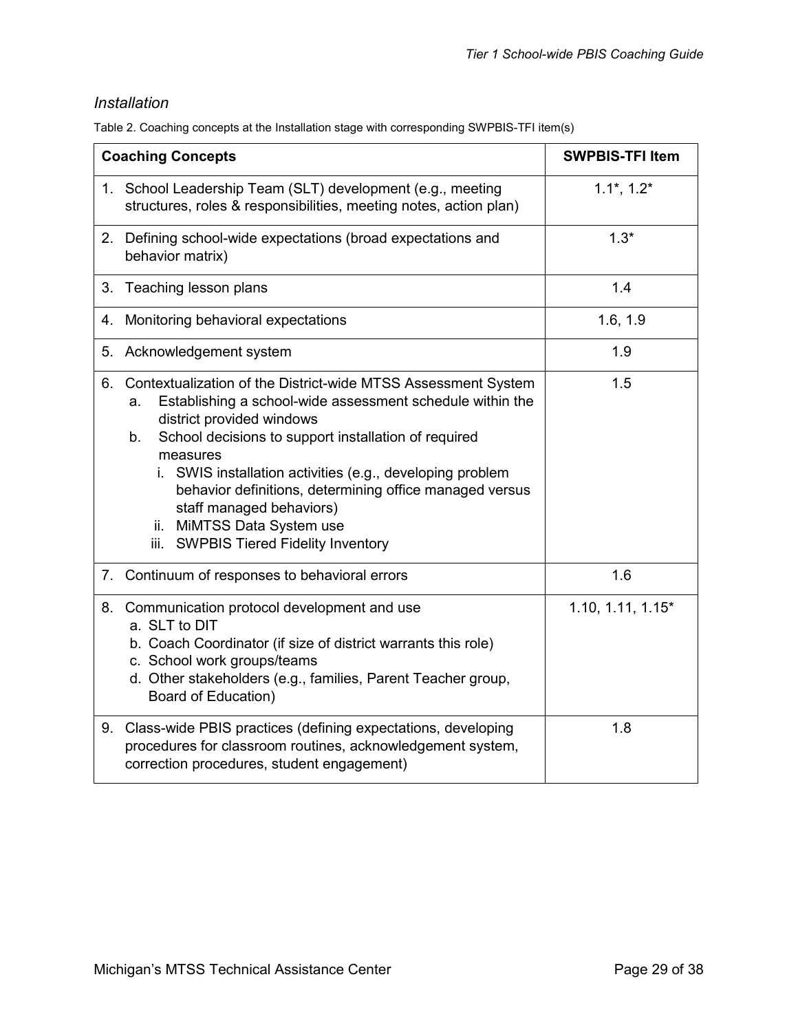*Installation*

Table 2. Coaching concepts at the Installation stage with corresponding SWPBIS-TFI item(s)

| Coaching Concepts | SWPBIS-TFI Item |
|---|---|
| 1. School Leadership Team (SLT) development (e.g., meeting structures, roles & responsibilities, meeting notes, action plan) | 1.1*, 1.2* |
| 2. Defining school-wide expectations (broad expectations and behavior matrix) | 1.3* |
| 3. Teaching lesson plans | 1.4 |
| 4. Monitoring behavioral expectations | 1.6, 1.9 |
| 5. Acknowledgement system | 1.9 |
| 6. Contextualization of the District-wide MTSS Assessment System<br>a. Establishing a school-wide assessment schedule within the district provided windows<br>b. School decisions to support installation of required measures<br>i. SWIS installation activities (e.g., developing problem behavior definitions, determining office managed versus staff managed behaviors)<br>ii. MiMTSS Data System use<br>iii. SWPBIS Tiered Fidelity Inventory | 1.5 |
| 7. Continuum of responses to behavioral errors | 1.6 |
| 8. Communication protocol development and use<br>a. SLT to DIT<br>b. Coach Coordinator (if size of district warrants this role)<br>c. School work groups/teams<br>d. Other stakeholders (e.g., families, Parent Teacher group, Board of Education) | 1.10, 1.11, 1.15* |
| 9. Class-wide PBIS practices (defining expectations, developing procedures for classroom routines, acknowledgement system, correction procedures, student engagement) | 1.8 |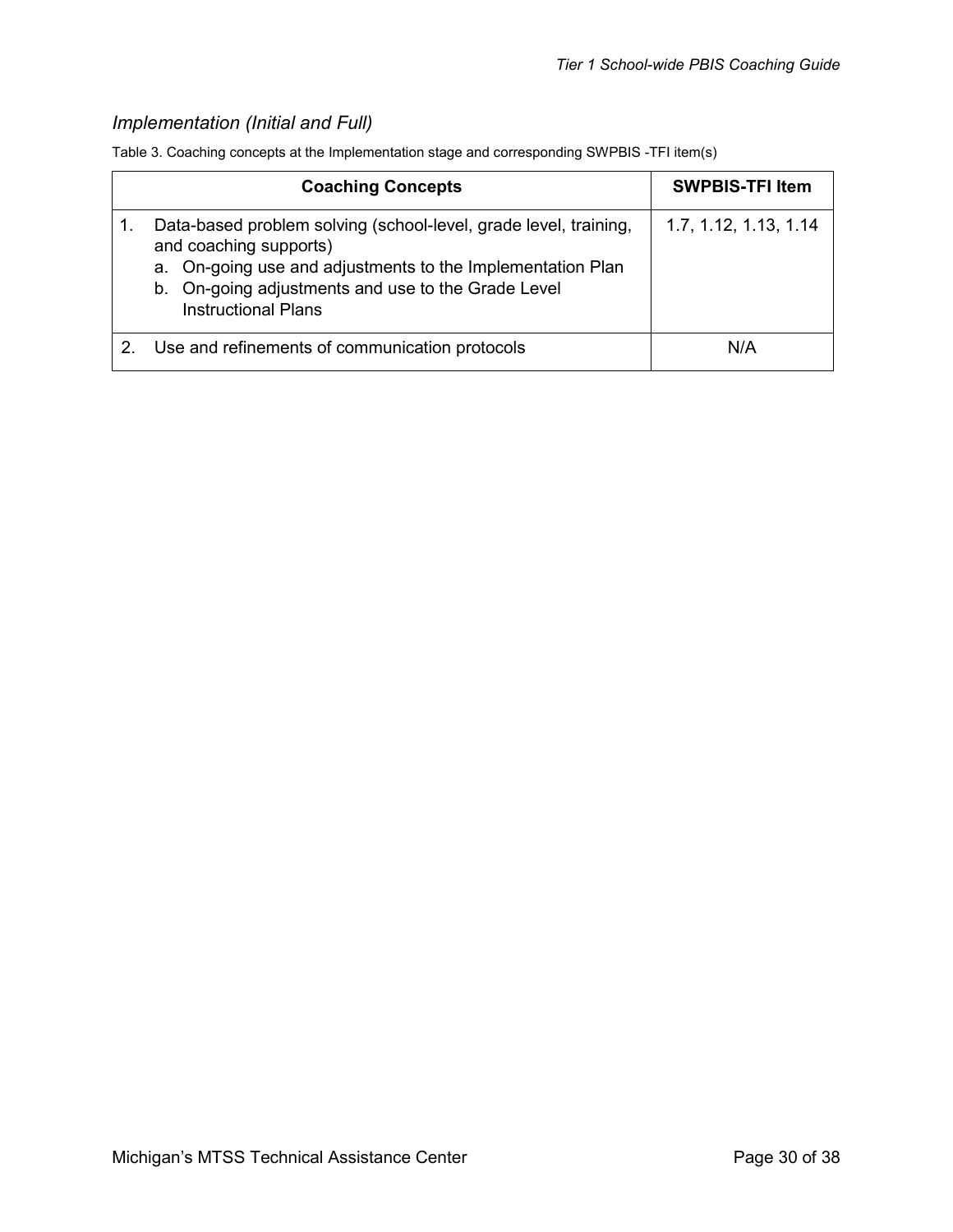*Implementation (Initial and Full)*

Table 3. Coaching concepts at the Implementation stage and corresponding SWPBIS -TFI item(s)

| Coaching Concepts | SWPBIS-TFI Item |
|---|---|
| 1. Data-based problem solving (school-level, grade level, training, and coaching supports)<br>a. On-going use and adjustments to the Implementation Plan<br>b. On-going adjustments and use to the Grade Level Instructional Plans | 1.7, 1.12, 1.13, 1.14 |
| 2. Use and refinements of communication protocols | N/A |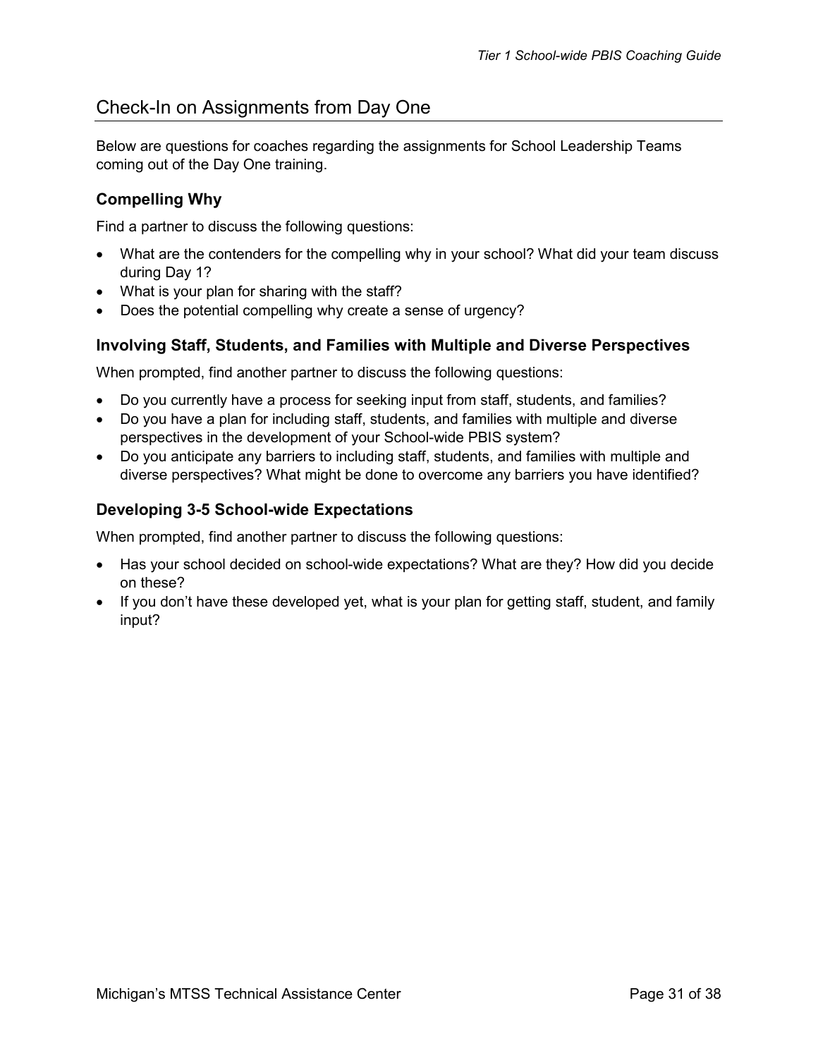## Check-In on Assignments from Day One

Below are questions for coaches regarding the assignments for School Leadership Teams coming out of the Day One training.

### Compelling Why

Find a partner to discuss the following questions:

- What are the contenders for the compelling why in your school? What did your team discuss during Day 1?
- What is your plan for sharing with the staff?
- Does the potential compelling why create a sense of urgency?

### Involving Staff, Students, and Families with Multiple and Diverse Perspectives

When prompted, find another partner to discuss the following questions:

- Do you currently have a process for seeking input from staff, students, and families?
- Do you have a plan for including staff, students, and families with multiple and diverse perspectives in the development of your School-wide PBIS system?
- Do you anticipate any barriers to including staff, students, and families with multiple and diverse perspectives? What might be done to overcome any barriers you have identified?

### Developing 3-5 School-wide Expectations

When prompted, find another partner to discuss the following questions:

- Has your school decided on school-wide expectations? What are they? How did you decide on these?
- If you don't have these developed yet, what is your plan for getting staff, student, and family input?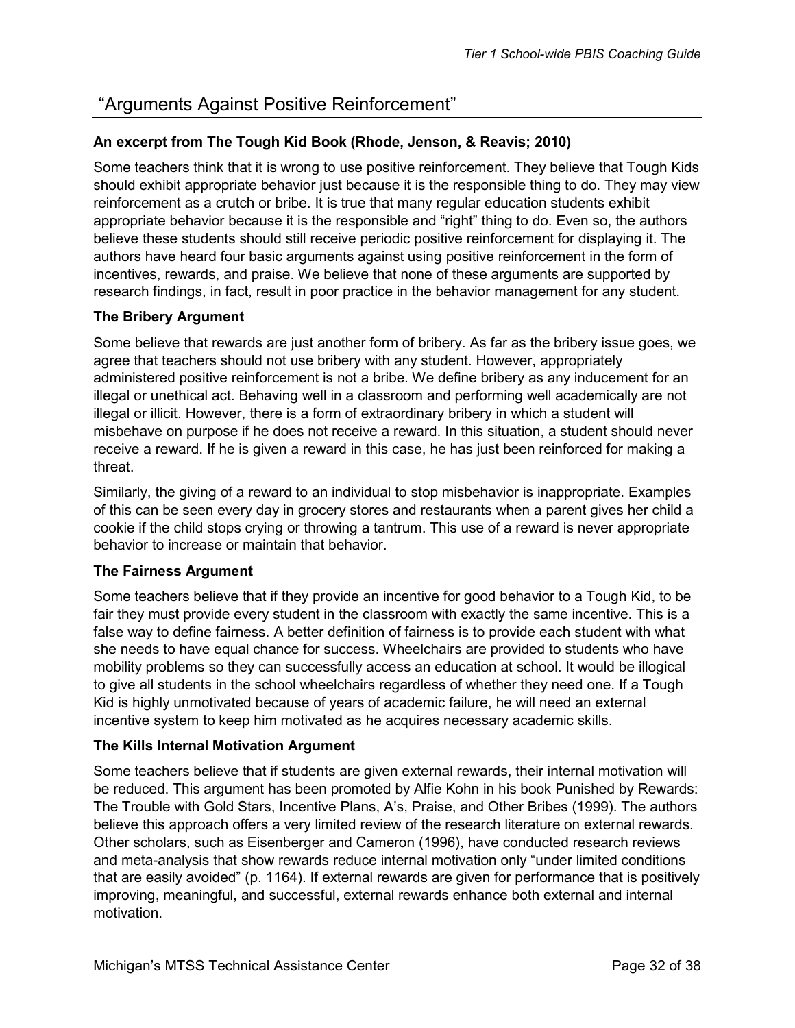## "Arguments Against Positive Reinforcement"

**An excerpt from The Tough Kid Book (Rhode, Jenson, & Reavis; 2010)**

Some teachers think that it is wrong to use positive reinforcement. They believe that Tough Kids should exhibit appropriate behavior just because it is the responsible thing to do. They may view reinforcement as a crutch or bribe. It is true that many regular education students exhibit appropriate behavior because it is the responsible and "right" thing to do. Even so, the authors believe these students should still receive periodic positive reinforcement for displaying it. The authors have heard four basic arguments against using positive reinforcement in the form of incentives, rewards, and praise. We believe that none of these arguments are supported by research findings, in fact, result in poor practice in the behavior management for any student.

### The Bribery Argument

Some believe that rewards are just another form of bribery. As far as the bribery issue goes, we agree that teachers should not use bribery with any student. However, appropriately administered positive reinforcement is not a bribe. We define bribery as any inducement for an illegal or unethical act. Behaving well in a classroom and performing well academically are not illegal or illicit. However, there is a form of extraordinary bribery in which a student will misbehave on purpose if he does not receive a reward. In this situation, a student should never receive a reward. If he is given a reward in this case, he has just been reinforced for making a threat.

Similarly, the giving of a reward to an individual to stop misbehavior is inappropriate. Examples of this can be seen every day in grocery stores and restaurants when a parent gives her child a cookie if the child stops crying or throwing a tantrum. This use of a reward is never appropriate behavior to increase or maintain that behavior.

### The Fairness Argument

Some teachers believe that if they provide an incentive for good behavior to a Tough Kid, to be fair they must provide every student in the classroom with exactly the same incentive. This is a false way to define fairness. A better definition of fairness is to provide each student with what she needs to have equal chance for success. Wheelchairs are provided to students who have mobility problems so they can successfully access an education at school. It would be illogical to give all students in the school wheelchairs regardless of whether they need one. If a Tough Kid is highly unmotivated because of years of academic failure, he will need an external incentive system to keep him motivated as he acquires necessary academic skills.

### The Kills Internal Motivation Argument

Some teachers believe that if students are given external rewards, their internal motivation will be reduced. This argument has been promoted by Alfie Kohn in his book Punished by Rewards: The Trouble with Gold Stars, Incentive Plans, A's, Praise, and Other Bribes (1999). The authors believe this approach offers a very limited review of the research literature on external rewards. Other scholars, such as Eisenberger and Cameron (1996), have conducted research reviews and meta-analysis that show rewards reduce internal motivation only "under limited conditions that are easily avoided" (p. 1164). If external rewards are given for performance that is positively improving, meaningful, and successful, external rewards enhance both external and internal motivation.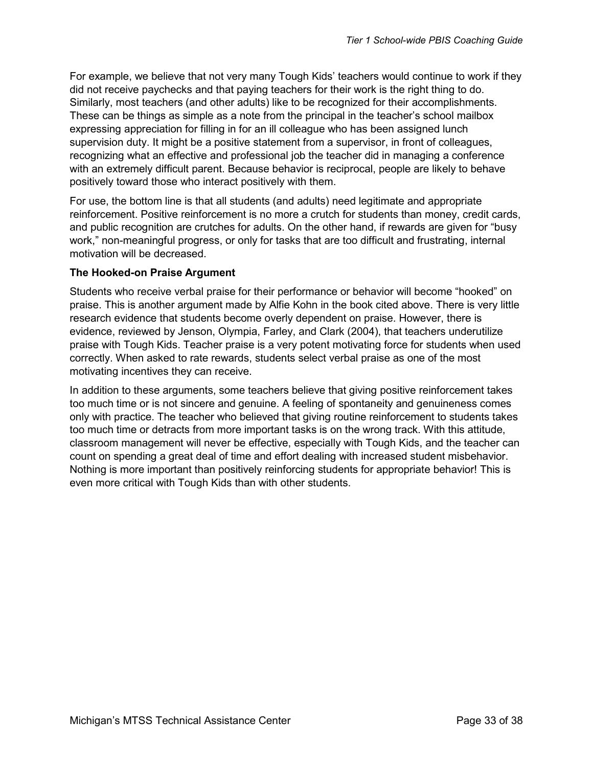For example, we believe that not very many Tough Kids' teachers would continue to work if they did not receive paychecks and that paying teachers for their work is the right thing to do. Similarly, most teachers (and other adults) like to be recognized for their accomplishments. These can be things as simple as a note from the principal in the teacher's school mailbox expressing appreciation for filling in for an ill colleague who has been assigned lunch supervision duty. It might be a positive statement from a supervisor, in front of colleagues, recognizing what an effective and professional job the teacher did in managing a conference with an extremely difficult parent. Because behavior is reciprocal, people are likely to behave positively toward those who interact positively with them.

For use, the bottom line is that all students (and adults) need legitimate and appropriate reinforcement. Positive reinforcement is no more a crutch for students than money, credit cards, and public recognition are crutches for adults. On the other hand, if rewards are given for "busy work," non-meaningful progress, or only for tasks that are too difficult and frustrating, internal motivation will be decreased.

**The Hooked-on Praise Argument**

Students who receive verbal praise for their performance or behavior will become "hooked" on praise. This is another argument made by Alfie Kohn in the book cited above. There is very little research evidence that students become overly dependent on praise. However, there is evidence, reviewed by Jenson, Olympia, Farley, and Clark (2004), that teachers underutilize praise with Tough Kids. Teacher praise is a very potent motivating force for students when used correctly. When asked to rate rewards, students select verbal praise as one of the most motivating incentives they can receive.

In addition to these arguments, some teachers believe that giving positive reinforcement takes too much time or is not sincere and genuine. A feeling of spontaneity and genuineness comes only with practice. The teacher who believed that giving routine reinforcement to students takes too much time or detracts from more important tasks is on the wrong track. With this attitude, classroom management will never be effective, especially with Tough Kids, and the teacher can count on spending a great deal of time and effort dealing with increased student misbehavior. Nothing is more important than positively reinforcing students for appropriate behavior! This is even more critical with Tough Kids than with other students.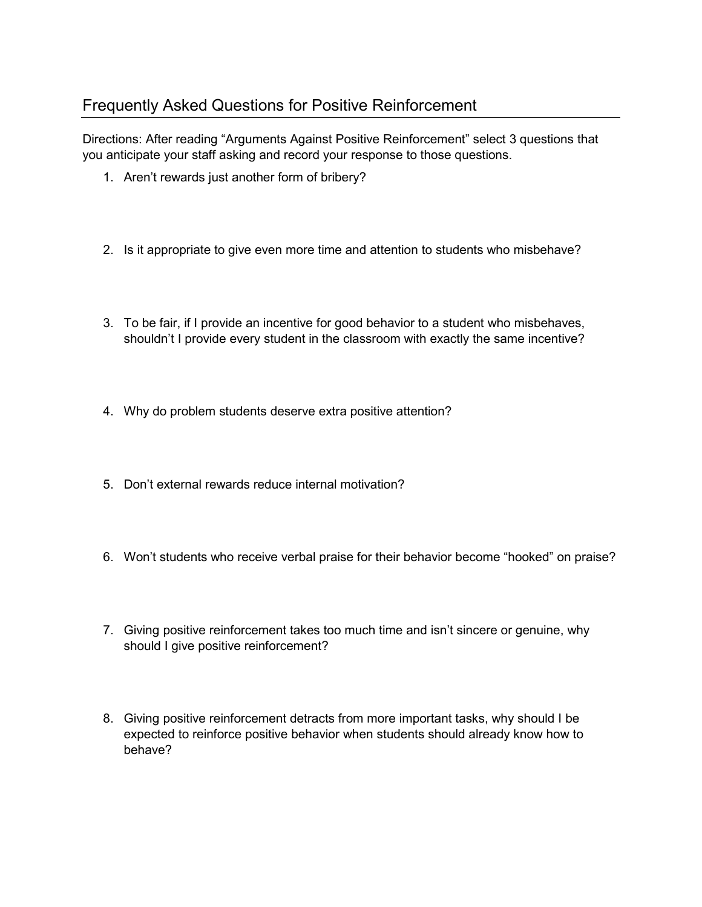## Frequently Asked Questions for Positive Reinforcement

Directions: After reading "Arguments Against Positive Reinforcement" select 3 questions that you anticipate your staff asking and record your response to those questions.

1. Aren't rewards just another form of bribery?

2. Is it appropriate to give even more time and attention to students who misbehave?

3. To be fair, if I provide an incentive for good behavior to a student who misbehaves, shouldn't I provide every student in the classroom with exactly the same incentive?

4. Why do problem students deserve extra positive attention?

5. Don't external rewards reduce internal motivation?

6. Won't students who receive verbal praise for their behavior become "hooked" on praise?

7. Giving positive reinforcement takes too much time and isn't sincere or genuine, why should I give positive reinforcement?

8. Giving positive reinforcement detracts from more important tasks, why should I be expected to reinforce positive behavior when students should already know how to behave?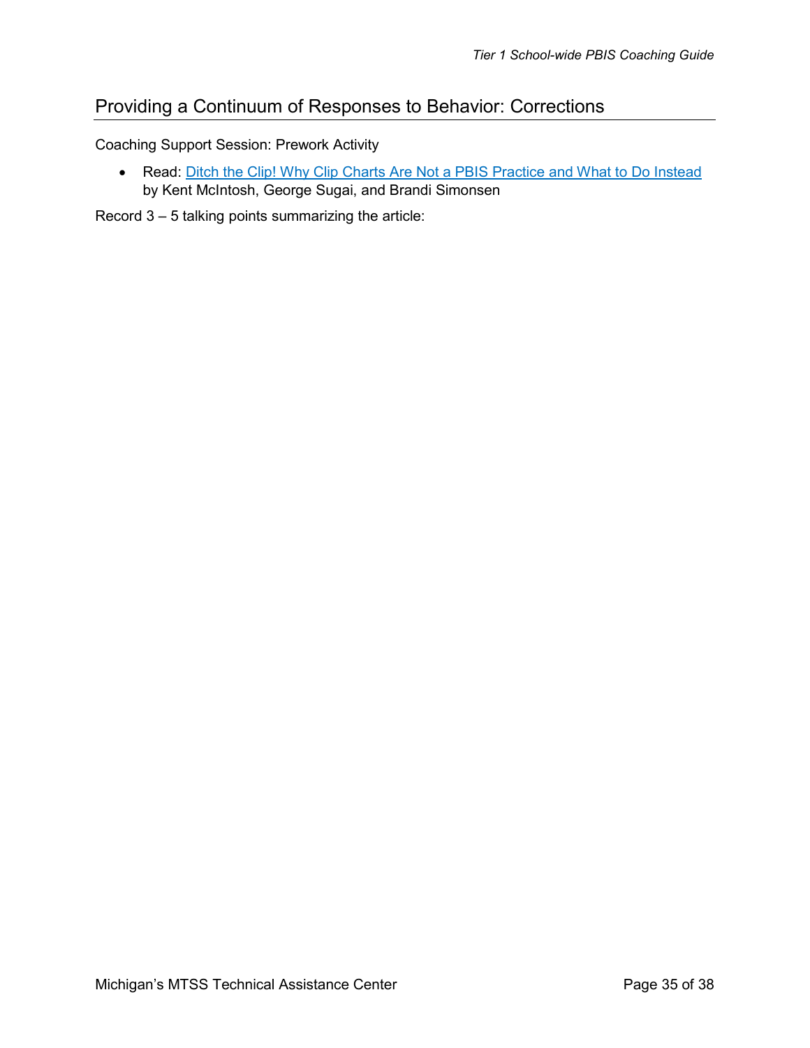## Providing a Continuum of Responses to Behavior: Corrections

Coaching Support Session: Prework Activity

- Read: [Ditch the Clip! Why Clip Charts Are Not a PBIS Practice and What to Do Instead]() by Kent McIntosh, George Sugai, and Brandi Simonsen

Record 3 – 5 talking points summarizing the article: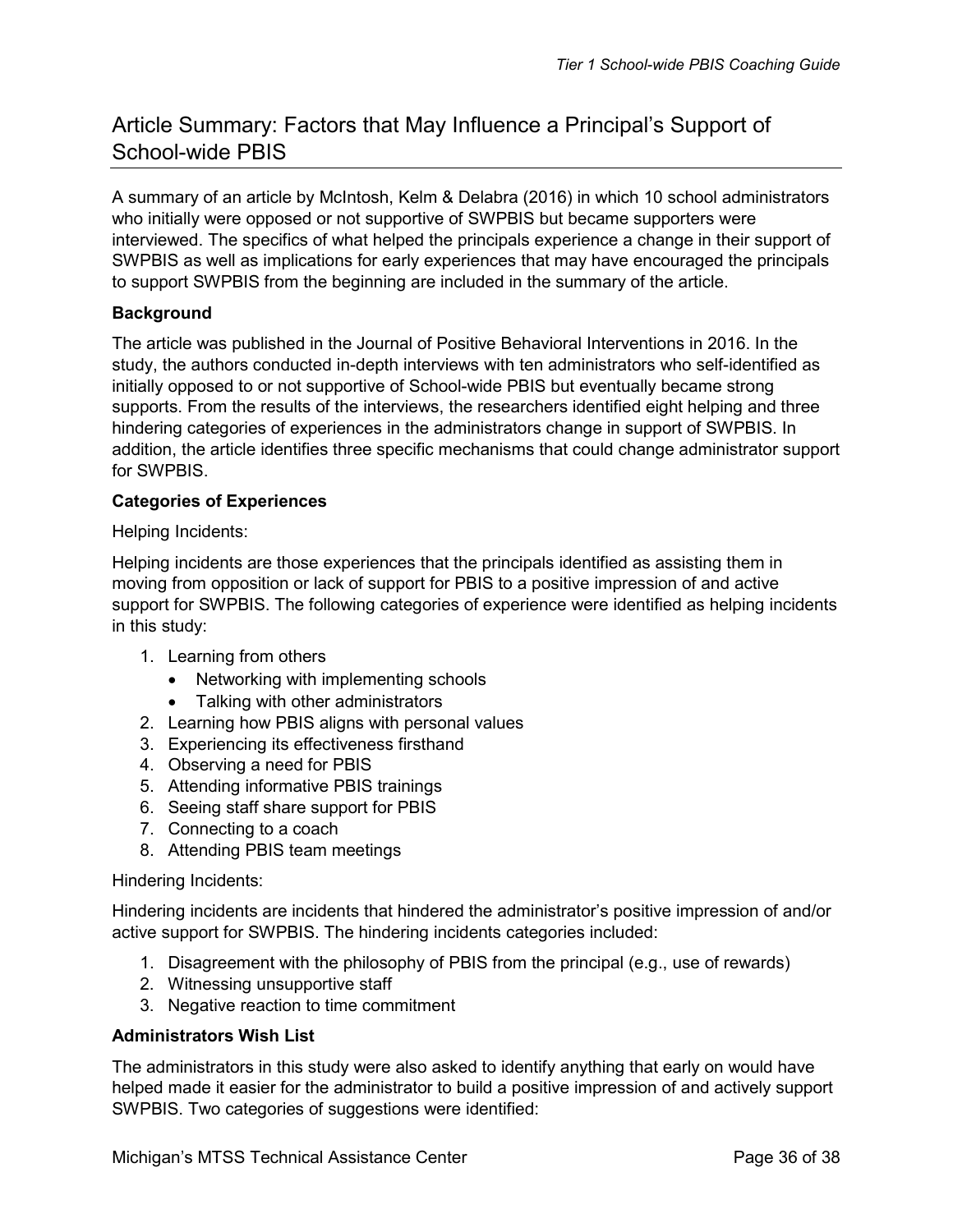## Article Summary: Factors that May Influence a Principal's Support of School-wide PBIS

A summary of an article by McIntosh, Kelm & Delabra (2016) in which 10 school administrators who initially were opposed or not supportive of SWPBIS but became supporters were interviewed. The specifics of what helped the principals experience a change in their support of SWPBIS as well as implications for early experiences that may have encouraged the principals to support SWPBIS from the beginning are included in the summary of the article.

### Background

The article was published in the Journal of Positive Behavioral Interventions in 2016. In the study, the authors conducted in-depth interviews with ten administrators who self-identified as initially opposed to or not supportive of School-wide PBIS but eventually became strong supports. From the results of the interviews, the researchers identified eight helping and three hindering categories of experiences in the administrators change in support of SWPBIS. In addition, the article identifies three specific mechanisms that could change administrator support for SWPBIS.

### Categories of Experiences

Helping Incidents:

Helping incidents are those experiences that the principals identified as assisting them in moving from opposition or lack of support for PBIS to a positive impression of and active support for SWPBIS. The following categories of experience were identified as helping incidents in this study:

1. Learning from others
   - Networking with implementing schools
   - Talking with other administrators
2. Learning how PBIS aligns with personal values
3. Experiencing its effectiveness firsthand
4. Observing a need for PBIS
5. Attending informative PBIS trainings
6. Seeing staff share support for PBIS
7. Connecting to a coach
8. Attending PBIS team meetings

Hindering Incidents:

Hindering incidents are incidents that hindered the administrator's positive impression of and/or active support for SWPBIS. The hindering incidents categories included:

1. Disagreement with the philosophy of PBIS from the principal (e.g., use of rewards)
2. Witnessing unsupportive staff
3. Negative reaction to time commitment

### Administrators Wish List

The administrators in this study were also asked to identify anything that early on would have helped made it easier for the administrator to build a positive impression of and actively support SWPBIS. Two categories of suggestions were identified: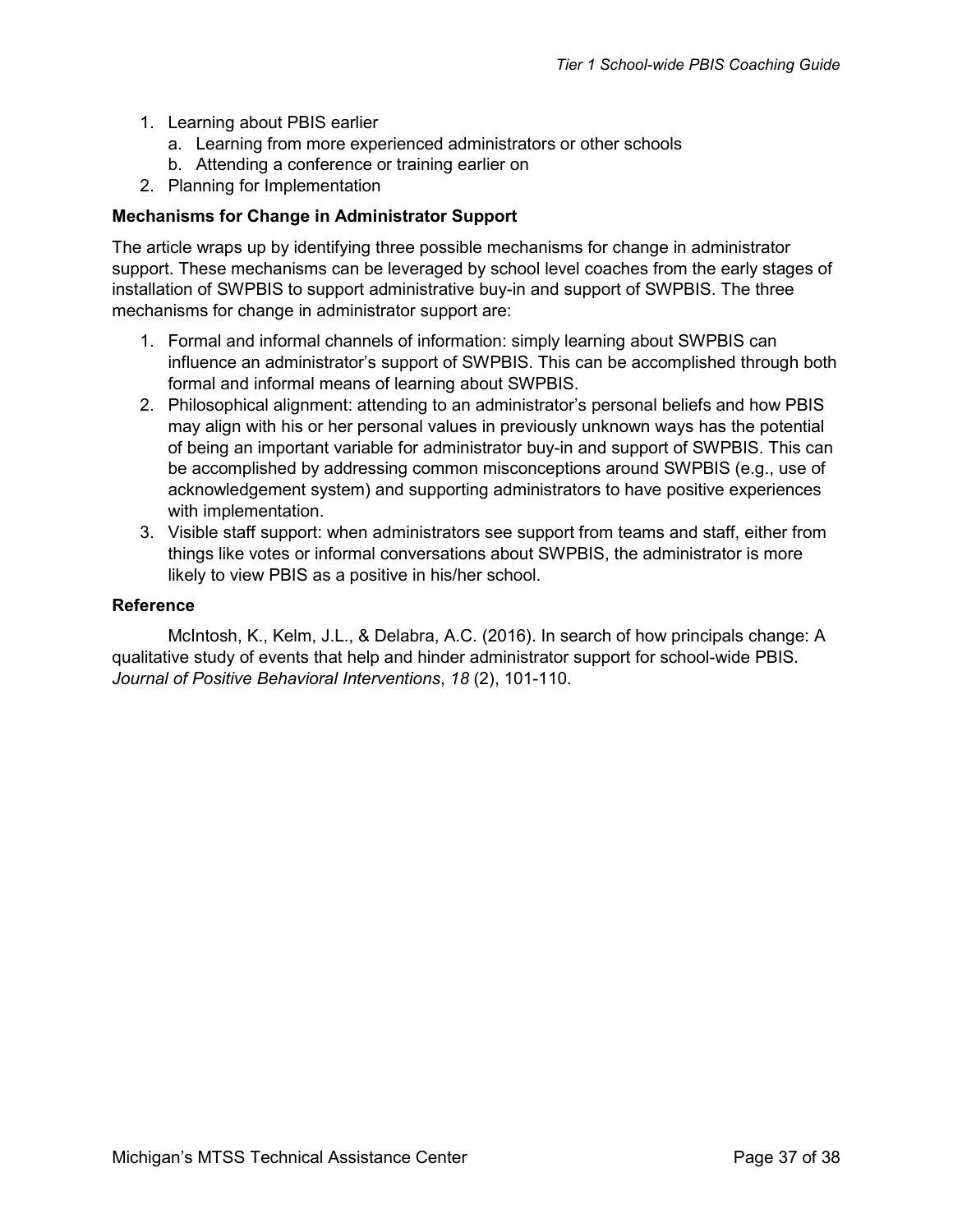1. Learning about PBIS earlier
   a. Learning from more experienced administrators or other schools
   b. Attending a conference or training earlier on
2. Planning for Implementation

### Mechanisms for Change in Administrator Support

The article wraps up by identifying three possible mechanisms for change in administrator support. These mechanisms can be leveraged by school level coaches from the early stages of installation of SWPBIS to support administrative buy-in and support of SWPBIS. The three mechanisms for change in administrator support are:

1. Formal and informal channels of information: simply learning about SWPBIS can influence an administrator's support of SWPBIS. This can be accomplished through both formal and informal means of learning about SWPBIS.
2. Philosophical alignment: attending to an administrator's personal beliefs and how PBIS may align with his or her personal values in previously unknown ways has the potential of being an important variable for administrator buy-in and support of SWPBIS. This can be accomplished by addressing common misconceptions around SWPBIS (e.g., use of acknowledgement system) and supporting administrators to have positive experiences with implementation.
3. Visible staff support: when administrators see support from teams and staff, either from things like votes or informal conversations about SWPBIS, the administrator is more likely to view PBIS as a positive in his/her school.

### Reference

McIntosh, K., Kelm, J.L., & Delabra, A.C. (2016). In search of how principals change: A qualitative study of events that help and hinder administrator support for school-wide PBIS. *Journal of Positive Behavioral Interventions*, *18* (2), 101-110.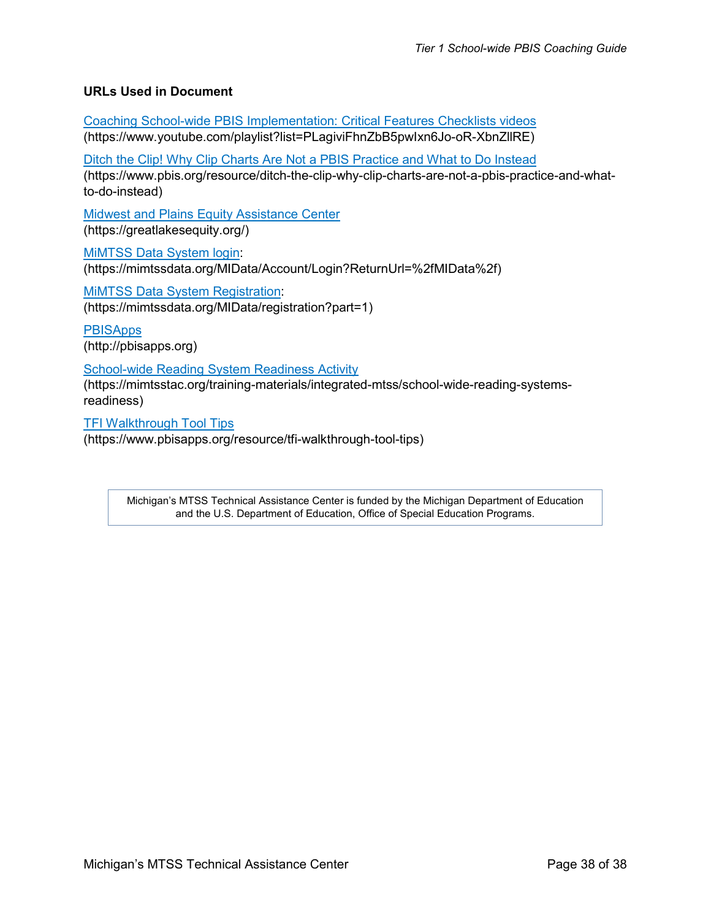**URLs Used in Document**

[Coaching School-wide PBIS Implementation: Critical Features Checklists videos](https://www.youtube.com/playlist?list=PLagiviFhnZbB5pwIxn6Jo-oR-XbnZllRE)
(https://www.youtube.com/playlist?list=PLagiviFhnZbB5pwIxn6Jo-oR-XbnZllRE)

[Ditch the Clip! Why Clip Charts Are Not a PBIS Practice and What to Do Instead](https://www.pbis.org/resource/ditch-the-clip-why-clip-charts-are-not-a-pbis-practice-and-what-to-do-instead)
(https://www.pbis.org/resource/ditch-the-clip-why-clip-charts-are-not-a-pbis-practice-and-what-to-do-instead)

[Midwest and Plains Equity Assistance Center](https://greatlakesequity.org/)
(https://greatlakesequity.org/)

[MiMTSS Data System login](https://mimtssdata.org/MIData/Account/Login?ReturnUrl=%2fMIData%2f):
(https://mimtssdata.org/MIData/Account/Login?ReturnUrl=%2fMIData%2f)

[MiMTSS Data System Registration](https://mimtssdata.org/MIData/registration?part=1):
(https://mimtssdata.org/MIData/registration?part=1)

[PBISApps](http://pbisapps.org)
(http://pbisapps.org)

[School-wide Reading System Readiness Activity](https://mimtsstac.org/training-materials/integrated-mtss/school-wide-reading-systems-readiness)
(https://mimtsstac.org/training-materials/integrated-mtss/school-wide-reading-systems-readiness)

[TFI Walkthrough Tool Tips](https://www.pbisapps.org/resource/tfi-walkthrough-tool-tips)
(https://www.pbisapps.org/resource/tfi-walkthrough-tool-tips)

Michigan's MTSS Technical Assistance Center is funded by the Michigan Department of Education and the U.S. Department of Education, Office of Special Education Programs.